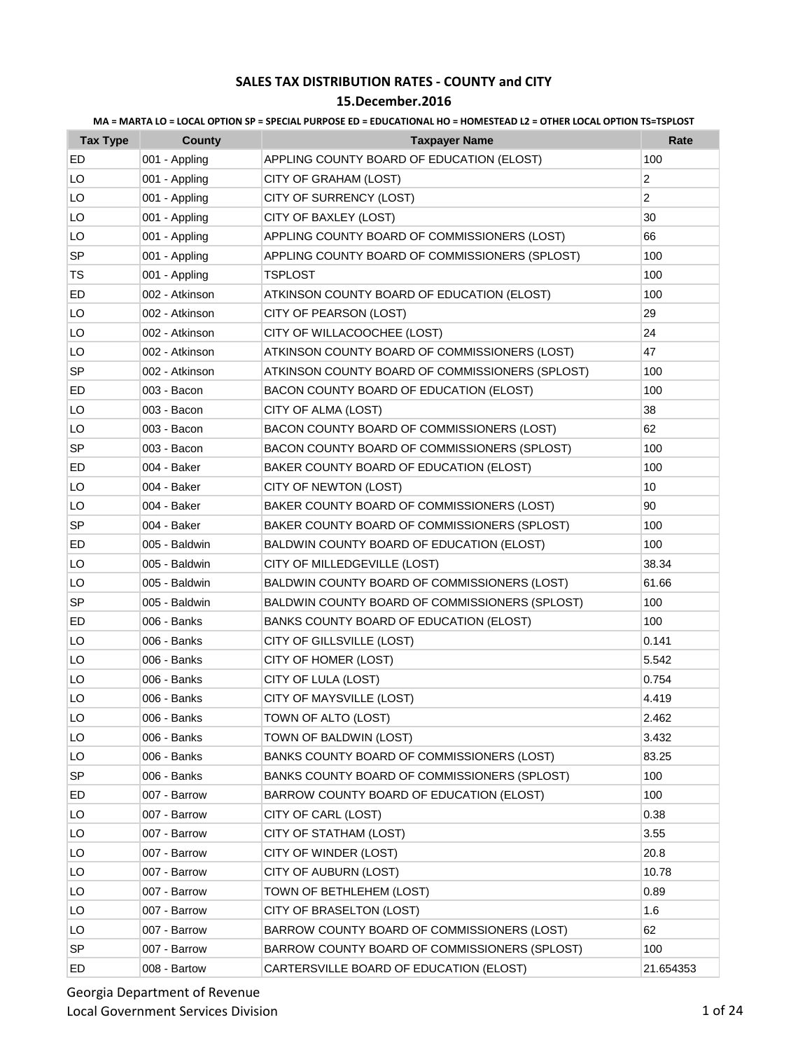# SALES TAX DISTRIBUTION RATES - COUNTY and CITY

## 15.December.2016

**MA = MARTA LO = LOCAL OPTION SP = SPECIAL PURPOSE ED = EDUCATIONAL HO = HOMESTEAD L2 = OTHER LOCAL OPTION TS=TSPLOST**

| Tax Type | County | Taxpayer Name | Rate |
|---|---|---|---|
| ED | 001 - Appling | APPLING COUNTY BOARD OF EDUCATION (ELOST) | 100 |
| LO | 001 - Appling | CITY OF GRAHAM (LOST) | 2 |
| LO | 001 - Appling | CITY OF SURRENCY (LOST) | 2 |
| LO | 001 - Appling | CITY OF BAXLEY (LOST) | 30 |
| LO | 001 - Appling | APPLING COUNTY BOARD OF COMMISSIONERS (LOST) | 66 |
| SP | 001 - Appling | APPLING COUNTY BOARD OF COMMISSIONERS (SPLOST) | 100 |
| TS | 001 - Appling | TSPLOST | 100 |
| ED | 002 - Atkinson | ATKINSON COUNTY BOARD OF EDUCATION (ELOST) | 100 |
| LO | 002 - Atkinson | CITY OF PEARSON (LOST) | 29 |
| LO | 002 - Atkinson | CITY OF WILLACOOCHEE (LOST) | 24 |
| LO | 002 - Atkinson | ATKINSON COUNTY BOARD OF COMMISSIONERS (LOST) | 47 |
| SP | 002 - Atkinson | ATKINSON COUNTY BOARD OF COMMISSIONERS (SPLOST) | 100 |
| ED | 003 - Bacon | BACON COUNTY BOARD OF EDUCATION (ELOST) | 100 |
| LO | 003 - Bacon | CITY OF ALMA (LOST) | 38 |
| LO | 003 - Bacon | BACON COUNTY BOARD OF COMMISSIONERS (LOST) | 62 |
| SP | 003 - Bacon | BACON COUNTY BOARD OF COMMISSIONERS (SPLOST) | 100 |
| ED | 004 - Baker | BAKER COUNTY BOARD OF EDUCATION (ELOST) | 100 |
| LO | 004 - Baker | CITY OF NEWTON (LOST) | 10 |
| LO | 004 - Baker | BAKER COUNTY BOARD OF COMMISSIONERS (LOST) | 90 |
| SP | 004 - Baker | BAKER COUNTY BOARD OF COMMISSIONERS (SPLOST) | 100 |
| ED | 005 - Baldwin | BALDWIN COUNTY BOARD OF EDUCATION (ELOST) | 100 |
| LO | 005 - Baldwin | CITY OF MILLEDGEVILLE (LOST) | 38.34 |
| LO | 005 - Baldwin | BALDWIN COUNTY BOARD OF COMMISSIONERS (LOST) | 61.66 |
| SP | 005 - Baldwin | BALDWIN COUNTY BOARD OF COMMISSIONERS (SPLOST) | 100 |
| ED | 006 - Banks | BANKS COUNTY BOARD OF EDUCATION (ELOST) | 100 |
| LO | 006 - Banks | CITY OF GILLSVILLE (LOST) | 0.141 |
| LO | 006 - Banks | CITY OF HOMER (LOST) | 5.542 |
| LO | 006 - Banks | CITY OF LULA (LOST) | 0.754 |
| LO | 006 - Banks | CITY OF MAYSVILLE (LOST) | 4.419 |
| LO | 006 - Banks | TOWN OF ALTO (LOST) | 2.462 |
| LO | 006 - Banks | TOWN OF BALDWIN (LOST) | 3.432 |
| LO | 006 - Banks | BANKS COUNTY BOARD OF COMMISSIONERS (LOST) | 83.25 |
| SP | 006 - Banks | BANKS COUNTY BOARD OF COMMISSIONERS (SPLOST) | 100 |
| ED | 007 - Barrow | BARROW COUNTY BOARD OF EDUCATION (ELOST) | 100 |
| LO | 007 - Barrow | CITY OF CARL (LOST) | 0.38 |
| LO | 007 - Barrow | CITY OF STATHAM (LOST) | 3.55 |
| LO | 007 - Barrow | CITY OF WINDER (LOST) | 20.8 |
| LO | 007 - Barrow | CITY OF AUBURN (LOST) | 10.78 |
| LO | 007 - Barrow | TOWN OF BETHLEHEM (LOST) | 0.89 |
| LO | 007 - Barrow | CITY OF BRASELTON (LOST) | 1.6 |
| LO | 007 - Barrow | BARROW COUNTY BOARD OF COMMISSIONERS (LOST) | 62 |
| SP | 007 - Barrow | BARROW COUNTY BOARD OF COMMISSIONERS (SPLOST) | 100 |
| ED | 008 - Bartow | CARTERSVILLE BOARD OF EDUCATION (ELOST) | 21.654353 |

Georgia Department of Revenue
Local Government Services Division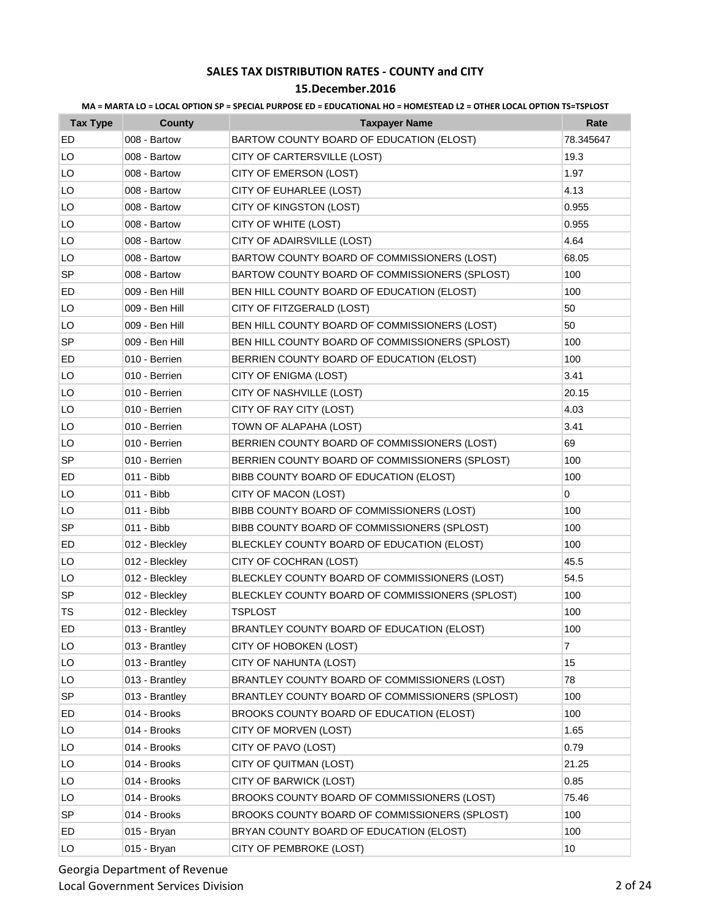**SALES TAX DISTRIBUTION RATES - COUNTY and CITY**

**15.December.2016**

**MA = MARTA LO = LOCAL OPTION SP = SPECIAL PURPOSE ED = EDUCATIONAL HO = HOMESTEAD L2 = OTHER LOCAL OPTION TS=TSPLOST**

| Tax Type | County | Taxpayer Name | Rate |
|---|---|---|---|
| ED | 008 - Bartow | BARTOW COUNTY BOARD OF EDUCATION (ELOST) | 78.345647 |
| LO | 008 - Bartow | CITY OF CARTERSVILLE (LOST) | 19.3 |
| LO | 008 - Bartow | CITY OF EMERSON (LOST) | 1.97 |
| LO | 008 - Bartow | CITY OF EUHARLEE (LOST) | 4.13 |
| LO | 008 - Bartow | CITY OF KINGSTON (LOST) | 0.955 |
| LO | 008 - Bartow | CITY OF WHITE (LOST) | 0.955 |
| LO | 008 - Bartow | CITY OF ADAIRSVILLE (LOST) | 4.64 |
| LO | 008 - Bartow | BARTOW COUNTY BOARD OF COMMISSIONERS (LOST) | 68.05 |
| SP | 008 - Bartow | BARTOW COUNTY BOARD OF COMMISSIONERS (SPLOST) | 100 |
| ED | 009 - Ben Hill | BEN HILL COUNTY BOARD OF EDUCATION (ELOST) | 100 |
| LO | 009 - Ben Hill | CITY OF FITZGERALD (LOST) | 50 |
| LO | 009 - Ben Hill | BEN HILL COUNTY BOARD OF COMMISSIONERS (LOST) | 50 |
| SP | 009 - Ben Hill | BEN HILL COUNTY BOARD OF COMMISSIONERS (SPLOST) | 100 |
| ED | 010 - Berrien | BERRIEN COUNTY BOARD OF EDUCATION (ELOST) | 100 |
| LO | 010 - Berrien | CITY OF ENIGMA (LOST) | 3.41 |
| LO | 010 - Berrien | CITY OF NASHVILLE (LOST) | 20.15 |
| LO | 010 - Berrien | CITY OF RAY CITY (LOST) | 4.03 |
| LO | 010 - Berrien | TOWN OF ALAPAHA (LOST) | 3.41 |
| LO | 010 - Berrien | BERRIEN COUNTY BOARD OF COMMISSIONERS (LOST) | 69 |
| SP | 010 - Berrien | BERRIEN COUNTY BOARD OF COMMISSIONERS (SPLOST) | 100 |
| ED | 011 - Bibb | BIBB COUNTY BOARD OF EDUCATION (ELOST) | 100 |
| LO | 011 - Bibb | CITY OF MACON (LOST) | 0 |
| LO | 011 - Bibb | BIBB COUNTY BOARD OF COMMISSIONERS (LOST) | 100 |
| SP | 011 - Bibb | BIBB COUNTY BOARD OF COMMISSIONERS (SPLOST) | 100 |
| ED | 012 - Bleckley | BLECKLEY COUNTY BOARD OF EDUCATION (ELOST) | 100 |
| LO | 012 - Bleckley | CITY OF COCHRAN (LOST) | 45.5 |
| LO | 012 - Bleckley | BLECKLEY COUNTY BOARD OF COMMISSIONERS (LOST) | 54.5 |
| SP | 012 - Bleckley | BLECKLEY COUNTY BOARD OF COMMISSIONERS (SPLOST) | 100 |
| TS | 012 - Bleckley | TSPLOST | 100 |
| ED | 013 - Brantley | BRANTLEY COUNTY BOARD OF EDUCATION (ELOST) | 100 |
| LO | 013 - Brantley | CITY OF HOBOKEN (LOST) | 7 |
| LO | 013 - Brantley | CITY OF NAHUNTA (LOST) | 15 |
| LO | 013 - Brantley | BRANTLEY COUNTY BOARD OF COMMISSIONERS (LOST) | 78 |
| SP | 013 - Brantley | BRANTLEY COUNTY BOARD OF COMMISSIONERS (SPLOST) | 100 |
| ED | 014 - Brooks | BROOKS COUNTY BOARD OF EDUCATION (ELOST) | 100 |
| LO | 014 - Brooks | CITY OF MORVEN (LOST) | 1.65 |
| LO | 014 - Brooks | CITY OF PAVO (LOST) | 0.79 |
| LO | 014 - Brooks | CITY OF QUITMAN (LOST) | 21.25 |
| LO | 014 - Brooks | CITY OF BARWICK (LOST) | 0.85 |
| LO | 014 - Brooks | BROOKS COUNTY BOARD OF COMMISSIONERS (LOST) | 75.46 |
| SP | 014 - Brooks | BROOKS COUNTY BOARD OF COMMISSIONERS (SPLOST) | 100 |
| ED | 015 - Bryan | BRYAN COUNTY BOARD OF EDUCATION (ELOST) | 100 |
| LO | 015 - Bryan | CITY OF PEMBROKE (LOST) | 10 |

Georgia Department of Revenue
Local Government Services Division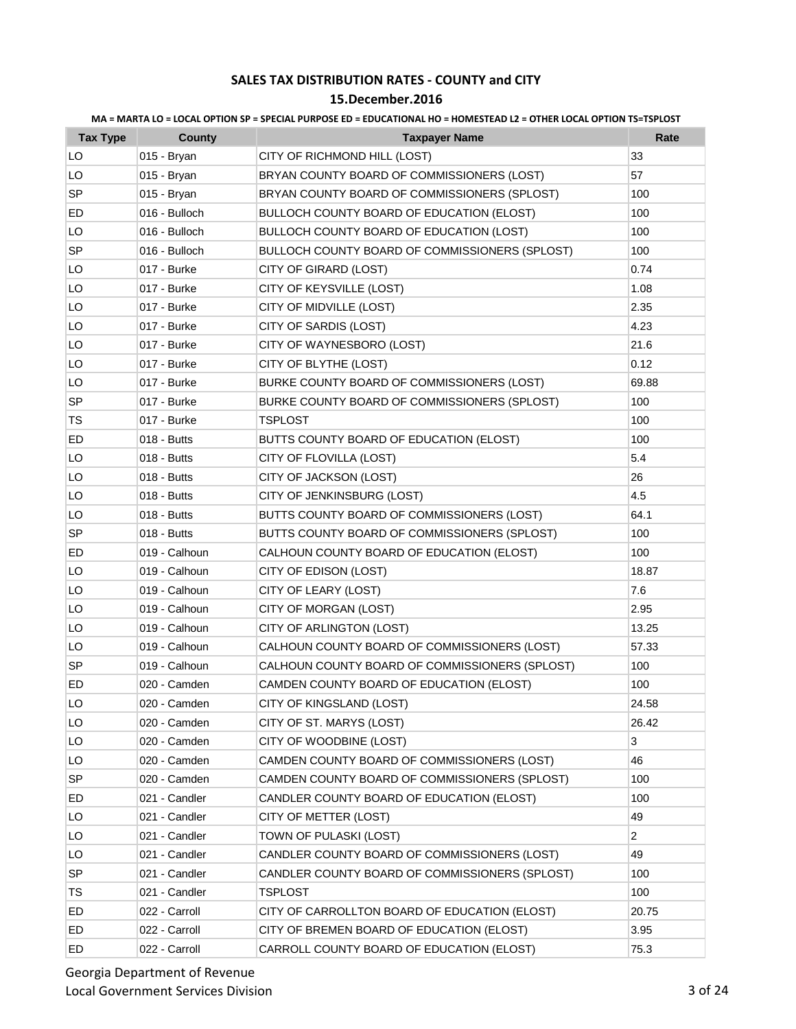# SALES TAX DISTRIBUTION RATES - COUNTY and CITY

## 15.December.2016

**MA = MARTA LO = LOCAL OPTION SP = SPECIAL PURPOSE ED = EDUCATIONAL HO = HOMESTEAD L2 = OTHER LOCAL OPTION TS=TSPLOST**

| Tax Type | County | Taxpayer Name | Rate |
|---|---|---|---|
| LO | 015 - Bryan | CITY OF RICHMOND HILL (LOST) | 33 |
| LO | 015 - Bryan | BRYAN COUNTY BOARD OF COMMISSIONERS (LOST) | 57 |
| SP | 015 - Bryan | BRYAN COUNTY BOARD OF COMMISSIONERS (SPLOST) | 100 |
| ED | 016 - Bulloch | BULLOCH COUNTY BOARD OF EDUCATION (ELOST) | 100 |
| LO | 016 - Bulloch | BULLOCH COUNTY BOARD OF EDUCATION (LOST) | 100 |
| SP | 016 - Bulloch | BULLOCH COUNTY BOARD OF COMMISSIONERS (SPLOST) | 100 |
| LO | 017 - Burke | CITY OF GIRARD (LOST) | 0.74 |
| LO | 017 - Burke | CITY OF KEYSVILLE (LOST) | 1.08 |
| LO | 017 - Burke | CITY OF MIDVILLE (LOST) | 2.35 |
| LO | 017 - Burke | CITY OF SARDIS (LOST) | 4.23 |
| LO | 017 - Burke | CITY OF WAYNESBORO (LOST) | 21.6 |
| LO | 017 - Burke | CITY OF BLYTHE (LOST) | 0.12 |
| LO | 017 - Burke | BURKE COUNTY BOARD OF COMMISSIONERS (LOST) | 69.88 |
| SP | 017 - Burke | BURKE COUNTY BOARD OF COMMISSIONERS (SPLOST) | 100 |
| TS | 017 - Burke | TSPLOST | 100 |
| ED | 018 - Butts | BUTTS COUNTY BOARD OF EDUCATION (ELOST) | 100 |
| LO | 018 - Butts | CITY OF FLOVILLA (LOST) | 5.4 |
| LO | 018 - Butts | CITY OF JACKSON (LOST) | 26 |
| LO | 018 - Butts | CITY OF JENKINSBURG (LOST) | 4.5 |
| LO | 018 - Butts | BUTTS COUNTY BOARD OF COMMISSIONERS (LOST) | 64.1 |
| SP | 018 - Butts | BUTTS COUNTY BOARD OF COMMISSIONERS (SPLOST) | 100 |
| ED | 019 - Calhoun | CALHOUN COUNTY BOARD OF EDUCATION (ELOST) | 100 |
| LO | 019 - Calhoun | CITY OF EDISON (LOST) | 18.87 |
| LO | 019 - Calhoun | CITY OF LEARY (LOST) | 7.6 |
| LO | 019 - Calhoun | CITY OF MORGAN (LOST) | 2.95 |
| LO | 019 - Calhoun | CITY OF ARLINGTON (LOST) | 13.25 |
| LO | 019 - Calhoun | CALHOUN COUNTY BOARD OF COMMISSIONERS (LOST) | 57.33 |
| SP | 019 - Calhoun | CALHOUN COUNTY BOARD OF COMMISSIONERS (SPLOST) | 100 |
| ED | 020 - Camden | CAMDEN COUNTY BOARD OF EDUCATION (ELOST) | 100 |
| LO | 020 - Camden | CITY OF KINGSLAND (LOST) | 24.58 |
| LO | 020 - Camden | CITY OF ST. MARYS (LOST) | 26.42 |
| LO | 020 - Camden | CITY OF WOODBINE (LOST) | 3 |
| LO | 020 - Camden | CAMDEN COUNTY BOARD OF COMMISSIONERS (LOST) | 46 |
| SP | 020 - Camden | CAMDEN COUNTY BOARD OF COMMISSIONERS (SPLOST) | 100 |
| ED | 021 - Candler | CANDLER COUNTY BOARD OF EDUCATION (ELOST) | 100 |
| LO | 021 - Candler | CITY OF METTER (LOST) | 49 |
| LO | 021 - Candler | TOWN OF PULASKI (LOST) | 2 |
| LO | 021 - Candler | CANDLER COUNTY BOARD OF COMMISSIONERS (LOST) | 49 |
| SP | 021 - Candler | CANDLER COUNTY BOARD OF COMMISSIONERS (SPLOST) | 100 |
| TS | 021 - Candler | TSPLOST | 100 |
| ED | 022 - Carroll | CITY OF CARROLLTON BOARD OF EDUCATION (ELOST) | 20.75 |
| ED | 022 - Carroll | CITY OF BREMEN BOARD OF EDUCATION (ELOST) | 3.95 |
| ED | 022 - Carroll | CARROLL COUNTY BOARD OF EDUCATION (ELOST) | 75.3 |

Georgia Department of Revenue
Local Government Services Division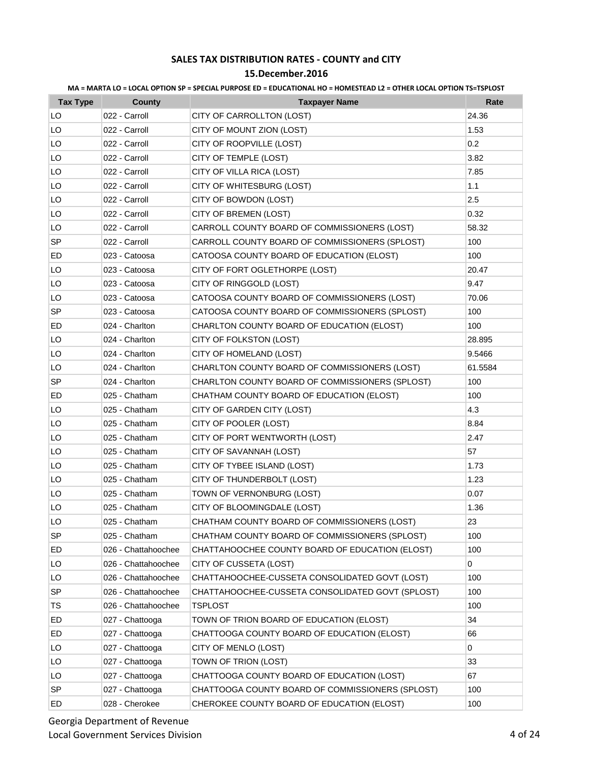## SALES TAX DISTRIBUTION RATES - COUNTY and CITY

## 15.December.2016

**MA = MARTA LO = LOCAL OPTION SP = SPECIAL PURPOSE ED = EDUCATIONAL HO = HOMESTEAD L2 = OTHER LOCAL OPTION TS=TSPLOST**

| Tax Type | County | Taxpayer Name | Rate |
|---|---|---|---|
| LO | 022 - Carroll | CITY OF CARROLLTON (LOST) | 24.36 |
| LO | 022 - Carroll | CITY OF MOUNT ZION (LOST) | 1.53 |
| LO | 022 - Carroll | CITY OF ROOPVILLE (LOST) | 0.2 |
| LO | 022 - Carroll | CITY OF TEMPLE (LOST) | 3.82 |
| LO | 022 - Carroll | CITY OF VILLA RICA (LOST) | 7.85 |
| LO | 022 - Carroll | CITY OF WHITESBURG (LOST) | 1.1 |
| LO | 022 - Carroll | CITY OF BOWDON (LOST) | 2.5 |
| LO | 022 - Carroll | CITY OF BREMEN (LOST) | 0.32 |
| LO | 022 - Carroll | CARROLL COUNTY BOARD OF COMMISSIONERS (LOST) | 58.32 |
| SP | 022 - Carroll | CARROLL COUNTY BOARD OF COMMISSIONERS (SPLOST) | 100 |
| ED | 023 - Catoosa | CATOOSA COUNTY BOARD OF EDUCATION (ELOST) | 100 |
| LO | 023 - Catoosa | CITY OF FORT OGLETHORPE (LOST) | 20.47 |
| LO | 023 - Catoosa | CITY OF RINGGOLD (LOST) | 9.47 |
| LO | 023 - Catoosa | CATOOSA COUNTY BOARD OF COMMISSIONERS (LOST) | 70.06 |
| SP | 023 - Catoosa | CATOOSA COUNTY BOARD OF COMMISSIONERS (SPLOST) | 100 |
| ED | 024 - Charlton | CHARLTON COUNTY BOARD OF EDUCATION (ELOST) | 100 |
| LO | 024 - Charlton | CITY OF FOLKSTON (LOST) | 28.895 |
| LO | 024 - Charlton | CITY OF HOMELAND (LOST) | 9.5466 |
| LO | 024 - Charlton | CHARLTON COUNTY BOARD OF COMMISSIONERS (LOST) | 61.5584 |
| SP | 024 - Charlton | CHARLTON COUNTY BOARD OF COMMISSIONERS (SPLOST) | 100 |
| ED | 025 - Chatham | CHATHAM COUNTY BOARD OF EDUCATION (ELOST) | 100 |
| LO | 025 - Chatham | CITY OF GARDEN CITY (LOST) | 4.3 |
| LO | 025 - Chatham | CITY OF POOLER (LOST) | 8.84 |
| LO | 025 - Chatham | CITY OF PORT WENTWORTH (LOST) | 2.47 |
| LO | 025 - Chatham | CITY OF SAVANNAH (LOST) | 57 |
| LO | 025 - Chatham | CITY OF TYBEE ISLAND (LOST) | 1.73 |
| LO | 025 - Chatham | CITY OF THUNDERBOLT (LOST) | 1.23 |
| LO | 025 - Chatham | TOWN OF VERNONBURG (LOST) | 0.07 |
| LO | 025 - Chatham | CITY OF BLOOMINGDALE (LOST) | 1.36 |
| LO | 025 - Chatham | CHATHAM COUNTY BOARD OF COMMISSIONERS (LOST) | 23 |
| SP | 025 - Chatham | CHATHAM COUNTY BOARD OF COMMISSIONERS (SPLOST) | 100 |
| ED | 026 - Chattahoochee | CHATTAHOOCHEE COUNTY BOARD OF EDUCATION (ELOST) | 100 |
| LO | 026 - Chattahoochee | CITY OF CUSSETA (LOST) | 0 |
| LO | 026 - Chattahoochee | CHATTAHOOCHEE-CUSSETA CONSOLIDATED GOVT (LOST) | 100 |
| SP | 026 - Chattahoochee | CHATTAHOOCHEE-CUSSETA CONSOLIDATED GOVT (SPLOST) | 100 |
| TS | 026 - Chattahoochee | TSPLOST | 100 |
| ED | 027 - Chattooga | TOWN OF TRION BOARD OF EDUCATION (ELOST) | 34 |
| ED | 027 - Chattooga | CHATTOOGA COUNTY BOARD OF EDUCATION (ELOST) | 66 |
| LO | 027 - Chattooga | CITY OF MENLO (LOST) | 0 |
| LO | 027 - Chattooga | TOWN OF TRION (LOST) | 33 |
| LO | 027 - Chattooga | CHATTOOGA COUNTY BOARD OF EDUCATION (LOST) | 67 |
| SP | 027 - Chattooga | CHATTOOGA COUNTY BOARD OF COMMISSIONERS (SPLOST) | 100 |
| ED | 028 - Cherokee | CHEROKEE COUNTY BOARD OF EDUCATION (ELOST) | 100 |

Georgia Department of Revenue
Local Government Services Division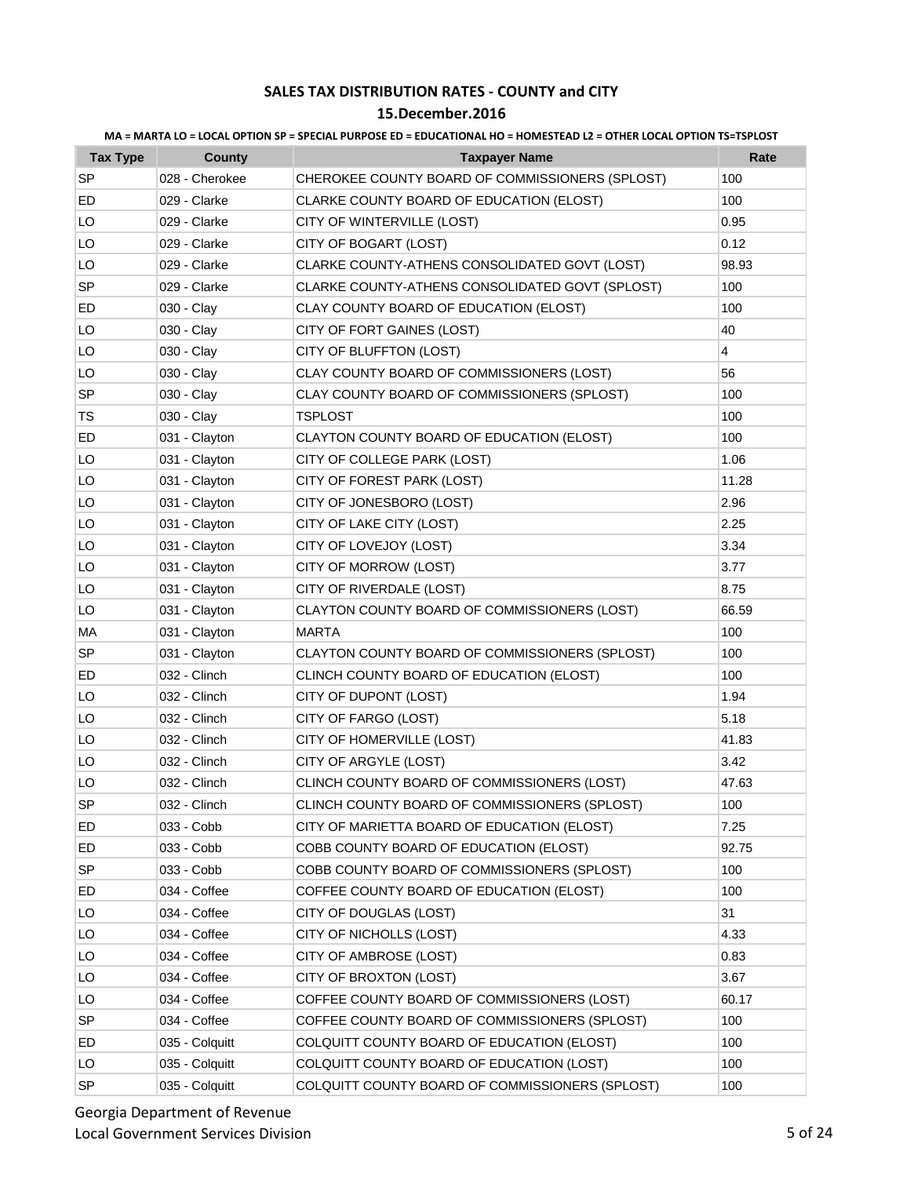## SALES TAX DISTRIBUTION RATES - COUNTY and CITY

### 15.December.2016

**MA = MARTA LO = LOCAL OPTION SP = SPECIAL PURPOSE ED = EDUCATIONAL HO = HOMESTEAD L2 = OTHER LOCAL OPTION TS=TSPLOST**

| Tax Type | County | Taxpayer Name | Rate |
|---|---|---|---|
| SP | 028 - Cherokee | CHEROKEE COUNTY BOARD OF COMMISSIONERS (SPLOST) | 100 |
| ED | 029 - Clarke | CLARKE COUNTY BOARD OF EDUCATION (ELOST) | 100 |
| LO | 029 - Clarke | CITY OF WINTERVILLE (LOST) | 0.95 |
| LO | 029 - Clarke | CITY OF BOGART (LOST) | 0.12 |
| LO | 029 - Clarke | CLARKE COUNTY-ATHENS CONSOLIDATED GOVT (LOST) | 98.93 |
| SP | 029 - Clarke | CLARKE COUNTY-ATHENS CONSOLIDATED GOVT (SPLOST) | 100 |
| ED | 030 - Clay | CLAY COUNTY BOARD OF EDUCATION (ELOST) | 100 |
| LO | 030 - Clay | CITY OF FORT GAINES (LOST) | 40 |
| LO | 030 - Clay | CITY OF BLUFFTON (LOST) | 4 |
| LO | 030 - Clay | CLAY COUNTY BOARD OF COMMISSIONERS (LOST) | 56 |
| SP | 030 - Clay | CLAY COUNTY BOARD OF COMMISSIONERS (SPLOST) | 100 |
| TS | 030 - Clay | TSPLOST | 100 |
| ED | 031 - Clayton | CLAYTON COUNTY BOARD OF EDUCATION (ELOST) | 100 |
| LO | 031 - Clayton | CITY OF COLLEGE PARK (LOST) | 1.06 |
| LO | 031 - Clayton | CITY OF FOREST PARK (LOST) | 11.28 |
| LO | 031 - Clayton | CITY OF JONESBORO (LOST) | 2.96 |
| LO | 031 - Clayton | CITY OF LAKE CITY (LOST) | 2.25 |
| LO | 031 - Clayton | CITY OF LOVEJOY (LOST) | 3.34 |
| LO | 031 - Clayton | CITY OF MORROW (LOST) | 3.77 |
| LO | 031 - Clayton | CITY OF RIVERDALE (LOST) | 8.75 |
| LO | 031 - Clayton | CLAYTON COUNTY BOARD OF COMMISSIONERS (LOST) | 66.59 |
| MA | 031 - Clayton | MARTA | 100 |
| SP | 031 - Clayton | CLAYTON COUNTY BOARD OF COMMISSIONERS (SPLOST) | 100 |
| ED | 032 - Clinch | CLINCH COUNTY BOARD OF EDUCATION (ELOST) | 100 |
| LO | 032 - Clinch | CITY OF DUPONT (LOST) | 1.94 |
| LO | 032 - Clinch | CITY OF FARGO (LOST) | 5.18 |
| LO | 032 - Clinch | CITY OF HOMERVILLE (LOST) | 41.83 |
| LO | 032 - Clinch | CITY OF ARGYLE (LOST) | 3.42 |
| LO | 032 - Clinch | CLINCH COUNTY BOARD OF COMMISSIONERS (LOST) | 47.63 |
| SP | 032 - Clinch | CLINCH COUNTY BOARD OF COMMISSIONERS (SPLOST) | 100 |
| ED | 033 - Cobb | CITY OF MARIETTA BOARD OF EDUCATION (ELOST) | 7.25 |
| ED | 033 - Cobb | COBB COUNTY BOARD OF EDUCATION (ELOST) | 92.75 |
| SP | 033 - Cobb | COBB COUNTY BOARD OF COMMISSIONERS (SPLOST) | 100 |
| ED | 034 - Coffee | COFFEE COUNTY BOARD OF EDUCATION (ELOST) | 100 |
| LO | 034 - Coffee | CITY OF DOUGLAS (LOST) | 31 |
| LO | 034 - Coffee | CITY OF NICHOLLS (LOST) | 4.33 |
| LO | 034 - Coffee | CITY OF AMBROSE (LOST) | 0.83 |
| LO | 034 - Coffee | CITY OF BROXTON (LOST) | 3.67 |
| LO | 034 - Coffee | COFFEE COUNTY BOARD OF COMMISSIONERS (LOST) | 60.17 |
| SP | 034 - Coffee | COFFEE COUNTY BOARD OF COMMISSIONERS (SPLOST) | 100 |
| ED | 035 - Colquitt | COLQUITT COUNTY BOARD OF EDUCATION (ELOST) | 100 |
| LO | 035 - Colquitt | COLQUITT COUNTY BOARD OF EDUCATION (LOST) | 100 |
| SP | 035 - Colquitt | COLQUITT COUNTY BOARD OF COMMISSIONERS (SPLOST) | 100 |

Georgia Department of Revenue
Local Government Services Division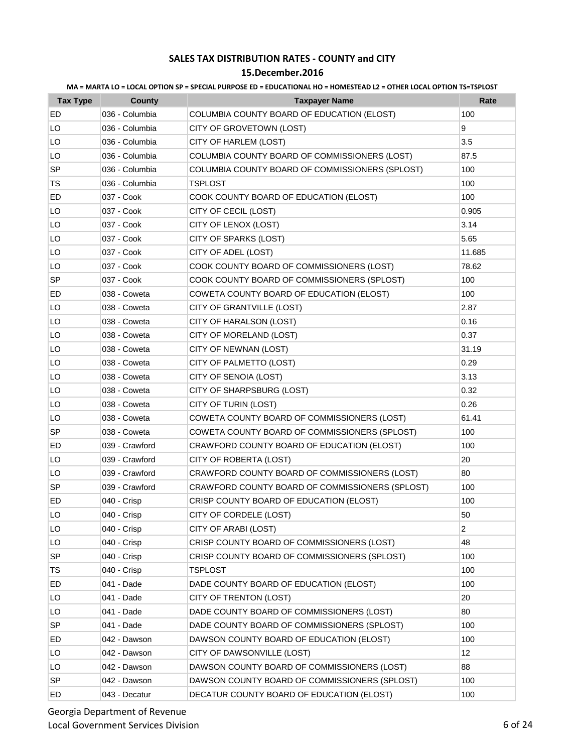# SALES TAX DISTRIBUTION RATES - COUNTY and CITY

## 15.December.2016

**MA = MARTA LO = LOCAL OPTION SP = SPECIAL PURPOSE ED = EDUCATIONAL HO = HOMESTEAD L2 = OTHER LOCAL OPTION TS=TSPLOST**

| Tax Type | County | Taxpayer Name | Rate |
|---|---|---|---|
| ED | 036 - Columbia | COLUMBIA COUNTY BOARD OF EDUCATION (ELOST) | 100 |
| LO | 036 - Columbia | CITY OF GROVETOWN (LOST) | 9 |
| LO | 036 - Columbia | CITY OF HARLEM (LOST) | 3.5 |
| LO | 036 - Columbia | COLUMBIA COUNTY BOARD OF COMMISSIONERS (LOST) | 87.5 |
| SP | 036 - Columbia | COLUMBIA COUNTY BOARD OF COMMISSIONERS (SPLOST) | 100 |
| TS | 036 - Columbia | TSPLOST | 100 |
| ED | 037 - Cook | COOK COUNTY BOARD OF EDUCATION (ELOST) | 100 |
| LO | 037 - Cook | CITY OF CECIL (LOST) | 0.905 |
| LO | 037 - Cook | CITY OF LENOX (LOST) | 3.14 |
| LO | 037 - Cook | CITY OF SPARKS (LOST) | 5.65 |
| LO | 037 - Cook | CITY OF ADEL (LOST) | 11.685 |
| LO | 037 - Cook | COOK COUNTY BOARD OF COMMISSIONERS (LOST) | 78.62 |
| SP | 037 - Cook | COOK COUNTY BOARD OF COMMISSIONERS (SPLOST) | 100 |
| ED | 038 - Coweta | COWETA COUNTY BOARD OF EDUCATION (ELOST) | 100 |
| LO | 038 - Coweta | CITY OF GRANTVILLE (LOST) | 2.87 |
| LO | 038 - Coweta | CITY OF HARALSON (LOST) | 0.16 |
| LO | 038 - Coweta | CITY OF MORELAND (LOST) | 0.37 |
| LO | 038 - Coweta | CITY OF NEWNAN (LOST) | 31.19 |
| LO | 038 - Coweta | CITY OF PALMETTO (LOST) | 0.29 |
| LO | 038 - Coweta | CITY OF SENOIA (LOST) | 3.13 |
| LO | 038 - Coweta | CITY OF SHARPSBURG (LOST) | 0.32 |
| LO | 038 - Coweta | CITY OF TURIN (LOST) | 0.26 |
| LO | 038 - Coweta | COWETA COUNTY BOARD OF COMMISSIONERS (LOST) | 61.41 |
| SP | 038 - Coweta | COWETA COUNTY BOARD OF COMMISSIONERS (SPLOST) | 100 |
| ED | 039 - Crawford | CRAWFORD COUNTY BOARD OF EDUCATION (ELOST) | 100 |
| LO | 039 - Crawford | CITY OF ROBERTA (LOST) | 20 |
| LO | 039 - Crawford | CRAWFORD COUNTY BOARD OF COMMISSIONERS (LOST) | 80 |
| SP | 039 - Crawford | CRAWFORD COUNTY BOARD OF COMMISSIONERS (SPLOST) | 100 |
| ED | 040 - Crisp | CRISP COUNTY BOARD OF EDUCATION (ELOST) | 100 |
| LO | 040 - Crisp | CITY OF CORDELE (LOST) | 50 |
| LO | 040 - Crisp | CITY OF ARABI (LOST) | 2 |
| LO | 040 - Crisp | CRISP COUNTY BOARD OF COMMISSIONERS (LOST) | 48 |
| SP | 040 - Crisp | CRISP COUNTY BOARD OF COMMISSIONERS (SPLOST) | 100 |
| TS | 040 - Crisp | TSPLOST | 100 |
| ED | 041 - Dade | DADE COUNTY BOARD OF EDUCATION (ELOST) | 100 |
| LO | 041 - Dade | CITY OF TRENTON (LOST) | 20 |
| LO | 041 - Dade | DADE COUNTY BOARD OF COMMISSIONERS (LOST) | 80 |
| SP | 041 - Dade | DADE COUNTY BOARD OF COMMISSIONERS (SPLOST) | 100 |
| ED | 042 - Dawson | DAWSON COUNTY BOARD OF EDUCATION (ELOST) | 100 |
| LO | 042 - Dawson | CITY OF DAWSONVILLE (LOST) | 12 |
| LO | 042 - Dawson | DAWSON COUNTY BOARD OF COMMISSIONERS (LOST) | 88 |
| SP | 042 - Dawson | DAWSON COUNTY BOARD OF COMMISSIONERS (SPLOST) | 100 |
| ED | 043 - Decatur | DECATUR COUNTY BOARD OF EDUCATION (ELOST) | 100 |

Georgia Department of Revenue
Local Government Services Division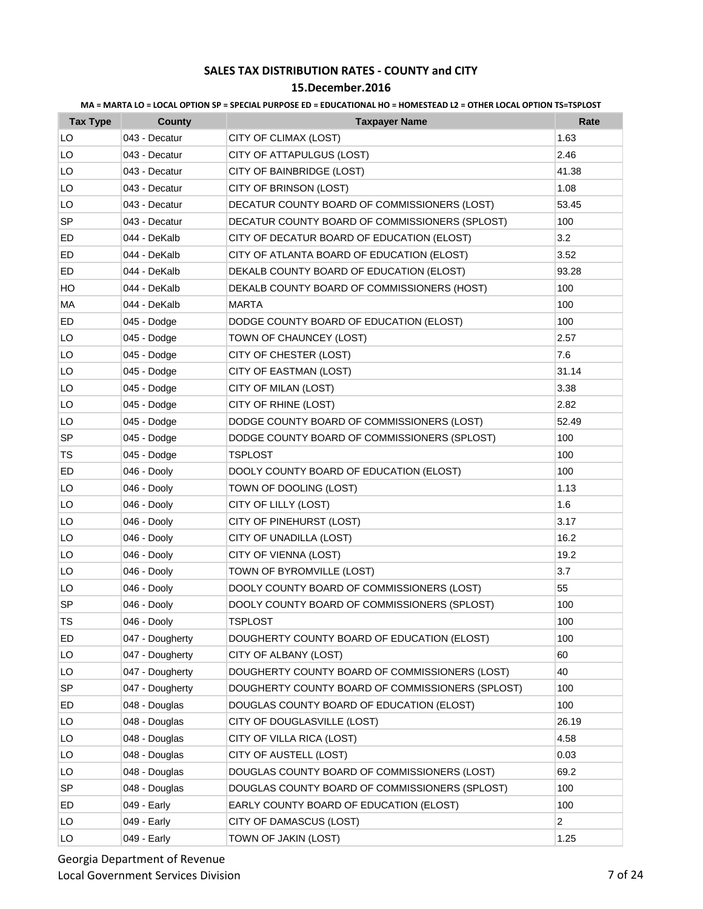**SALES TAX DISTRIBUTION RATES - COUNTY and CITY**

**15.December.2016**

**MA = MARTA LO = LOCAL OPTION SP = SPECIAL PURPOSE ED = EDUCATIONAL HO = HOMESTEAD L2 = OTHER LOCAL OPTION TS=TSPLOST**

| Tax Type | County | Taxpayer Name | Rate |
|---|---|---|---|
| LO | 043 - Decatur | CITY OF CLIMAX (LOST) | 1.63 |
| LO | 043 - Decatur | CITY OF ATTAPULGUS (LOST) | 2.46 |
| LO | 043 - Decatur | CITY OF BAINBRIDGE (LOST) | 41.38 |
| LO | 043 - Decatur | CITY OF BRINSON (LOST) | 1.08 |
| LO | 043 - Decatur | DECATUR COUNTY BOARD OF COMMISSIONERS (LOST) | 53.45 |
| SP | 043 - Decatur | DECATUR COUNTY BOARD OF COMMISSIONERS (SPLOST) | 100 |
| ED | 044 - DeKalb | CITY OF DECATUR BOARD OF EDUCATION (ELOST) | 3.2 |
| ED | 044 - DeKalb | CITY OF ATLANTA BOARD OF EDUCATION (ELOST) | 3.52 |
| ED | 044 - DeKalb | DEKALB COUNTY BOARD OF EDUCATION (ELOST) | 93.28 |
| HO | 044 - DeKalb | DEKALB COUNTY BOARD OF COMMISSIONERS (HOST) | 100 |
| MA | 044 - DeKalb | MARTA | 100 |
| ED | 045 - Dodge | DODGE COUNTY BOARD OF EDUCATION (ELOST) | 100 |
| LO | 045 - Dodge | TOWN OF CHAUNCEY (LOST) | 2.57 |
| LO | 045 - Dodge | CITY OF CHESTER (LOST) | 7.6 |
| LO | 045 - Dodge | CITY OF EASTMAN (LOST) | 31.14 |
| LO | 045 - Dodge | CITY OF MILAN (LOST) | 3.38 |
| LO | 045 - Dodge | CITY OF RHINE (LOST) | 2.82 |
| LO | 045 - Dodge | DODGE COUNTY BOARD OF COMMISSIONERS (LOST) | 52.49 |
| SP | 045 - Dodge | DODGE COUNTY BOARD OF COMMISSIONERS (SPLOST) | 100 |
| TS | 045 - Dodge | TSPLOST | 100 |
| ED | 046 - Dooly | DOOLY COUNTY BOARD OF EDUCATION (ELOST) | 100 |
| LO | 046 - Dooly | TOWN OF DOOLING (LOST) | 1.13 |
| LO | 046 - Dooly | CITY OF LILLY (LOST) | 1.6 |
| LO | 046 - Dooly | CITY OF PINEHURST (LOST) | 3.17 |
| LO | 046 - Dooly | CITY OF UNADILLA (LOST) | 16.2 |
| LO | 046 - Dooly | CITY OF VIENNA (LOST) | 19.2 |
| LO | 046 - Dooly | TOWN OF BYROMVILLE (LOST) | 3.7 |
| LO | 046 - Dooly | DOOLY COUNTY BOARD OF COMMISSIONERS (LOST) | 55 |
| SP | 046 - Dooly | DOOLY COUNTY BOARD OF COMMISSIONERS (SPLOST) | 100 |
| TS | 046 - Dooly | TSPLOST | 100 |
| ED | 047 - Dougherty | DOUGHERTY COUNTY BOARD OF EDUCATION (ELOST) | 100 |
| LO | 047 - Dougherty | CITY OF ALBANY (LOST) | 60 |
| LO | 047 - Dougherty | DOUGHERTY COUNTY BOARD OF COMMISSIONERS (LOST) | 40 |
| SP | 047 - Dougherty | DOUGHERTY COUNTY BOARD OF COMMISSIONERS (SPLOST) | 100 |
| ED | 048 - Douglas | DOUGLAS COUNTY BOARD OF EDUCATION (ELOST) | 100 |
| LO | 048 - Douglas | CITY OF DOUGLASVILLE (LOST) | 26.19 |
| LO | 048 - Douglas | CITY OF VILLA RICA (LOST) | 4.58 |
| LO | 048 - Douglas | CITY OF AUSTELL (LOST) | 0.03 |
| LO | 048 - Douglas | DOUGLAS COUNTY BOARD OF COMMISSIONERS (LOST) | 69.2 |
| SP | 048 - Douglas | DOUGLAS COUNTY BOARD OF COMMISSIONERS (SPLOST) | 100 |
| ED | 049 - Early | EARLY COUNTY BOARD OF EDUCATION (ELOST) | 100 |
| LO | 049 - Early | CITY OF DAMASCUS (LOST) | 2 |
| LO | 049 - Early | TOWN OF JAKIN (LOST) | 1.25 |

Georgia Department of Revenue
Local Government Services Division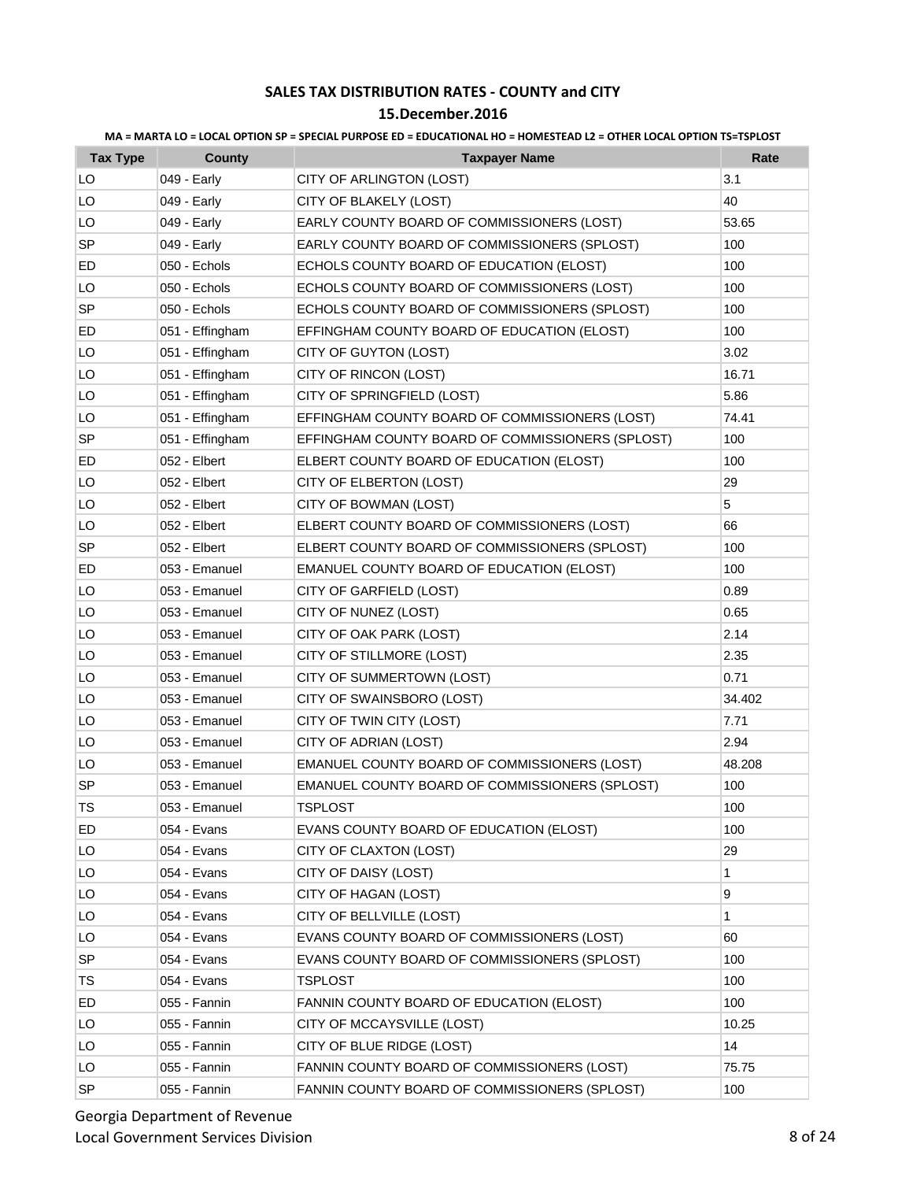# SALES TAX DISTRIBUTION RATES - COUNTY and CITY

## 15.December.2016

MA = MARTA LO = LOCAL OPTION SP = SPECIAL PURPOSE ED = EDUCATIONAL HO = HOMESTEAD L2 = OTHER LOCAL OPTION TS=TSPLOST

| Tax Type | County | Taxpayer Name | Rate |
|---|---|---|---|
| LO | 049 - Early | CITY OF ARLINGTON (LOST) | 3.1 |
| LO | 049 - Early | CITY OF BLAKELY (LOST) | 40 |
| LO | 049 - Early | EARLY COUNTY BOARD OF COMMISSIONERS (LOST) | 53.65 |
| SP | 049 - Early | EARLY COUNTY BOARD OF COMMISSIONERS (SPLOST) | 100 |
| ED | 050 - Echols | ECHOLS COUNTY BOARD OF EDUCATION (ELOST) | 100 |
| LO | 050 - Echols | ECHOLS COUNTY BOARD OF COMMISSIONERS (LOST) | 100 |
| SP | 050 - Echols | ECHOLS COUNTY BOARD OF COMMISSIONERS (SPLOST) | 100 |
| ED | 051 - Effingham | EFFINGHAM COUNTY BOARD OF EDUCATION (ELOST) | 100 |
| LO | 051 - Effingham | CITY OF GUYTON (LOST) | 3.02 |
| LO | 051 - Effingham | CITY OF RINCON (LOST) | 16.71 |
| LO | 051 - Effingham | CITY OF SPRINGFIELD (LOST) | 5.86 |
| LO | 051 - Effingham | EFFINGHAM COUNTY BOARD OF COMMISSIONERS (LOST) | 74.41 |
| SP | 051 - Effingham | EFFINGHAM COUNTY BOARD OF COMMISSIONERS (SPLOST) | 100 |
| ED | 052 - Elbert | ELBERT COUNTY BOARD OF EDUCATION (ELOST) | 100 |
| LO | 052 - Elbert | CITY OF ELBERTON (LOST) | 29 |
| LO | 052 - Elbert | CITY OF BOWMAN (LOST) | 5 |
| LO | 052 - Elbert | ELBERT COUNTY BOARD OF COMMISSIONERS (LOST) | 66 |
| SP | 052 - Elbert | ELBERT COUNTY BOARD OF COMMISSIONERS (SPLOST) | 100 |
| ED | 053 - Emanuel | EMANUEL COUNTY BOARD OF EDUCATION (ELOST) | 100 |
| LO | 053 - Emanuel | CITY OF GARFIELD (LOST) | 0.89 |
| LO | 053 - Emanuel | CITY OF NUNEZ (LOST) | 0.65 |
| LO | 053 - Emanuel | CITY OF OAK PARK (LOST) | 2.14 |
| LO | 053 - Emanuel | CITY OF STILLMORE (LOST) | 2.35 |
| LO | 053 - Emanuel | CITY OF SUMMERTOWN (LOST) | 0.71 |
| LO | 053 - Emanuel | CITY OF SWAINSBORO (LOST) | 34.402 |
| LO | 053 - Emanuel | CITY OF TWIN CITY (LOST) | 7.71 |
| LO | 053 - Emanuel | CITY OF ADRIAN (LOST) | 2.94 |
| LO | 053 - Emanuel | EMANUEL COUNTY BOARD OF COMMISSIONERS (LOST) | 48.208 |
| SP | 053 - Emanuel | EMANUEL COUNTY BOARD OF COMMISSIONERS (SPLOST) | 100 |
| TS | 053 - Emanuel | TSPLOST | 100 |
| ED | 054 - Evans | EVANS COUNTY BOARD OF EDUCATION (ELOST) | 100 |
| LO | 054 - Evans | CITY OF CLAXTON (LOST) | 29 |
| LO | 054 - Evans | CITY OF DAISY (LOST) | 1 |
| LO | 054 - Evans | CITY OF HAGAN (LOST) | 9 |
| LO | 054 - Evans | CITY OF BELLVILLE (LOST) | 1 |
| LO | 054 - Evans | EVANS COUNTY BOARD OF COMMISSIONERS (LOST) | 60 |
| SP | 054 - Evans | EVANS COUNTY BOARD OF COMMISSIONERS (SPLOST) | 100 |
| TS | 054 - Evans | TSPLOST | 100 |
| ED | 055 - Fannin | FANNIN COUNTY BOARD OF EDUCATION (ELOST) | 100 |
| LO | 055 - Fannin | CITY OF MCCAYSVILLE (LOST) | 10.25 |
| LO | 055 - Fannin | CITY OF BLUE RIDGE (LOST) | 14 |
| LO | 055 - Fannin | FANNIN COUNTY BOARD OF COMMISSIONERS (LOST) | 75.75 |
| SP | 055 - Fannin | FANNIN COUNTY BOARD OF COMMISSIONERS (SPLOST) | 100 |

Georgia Department of Revenue
Local Government Services Division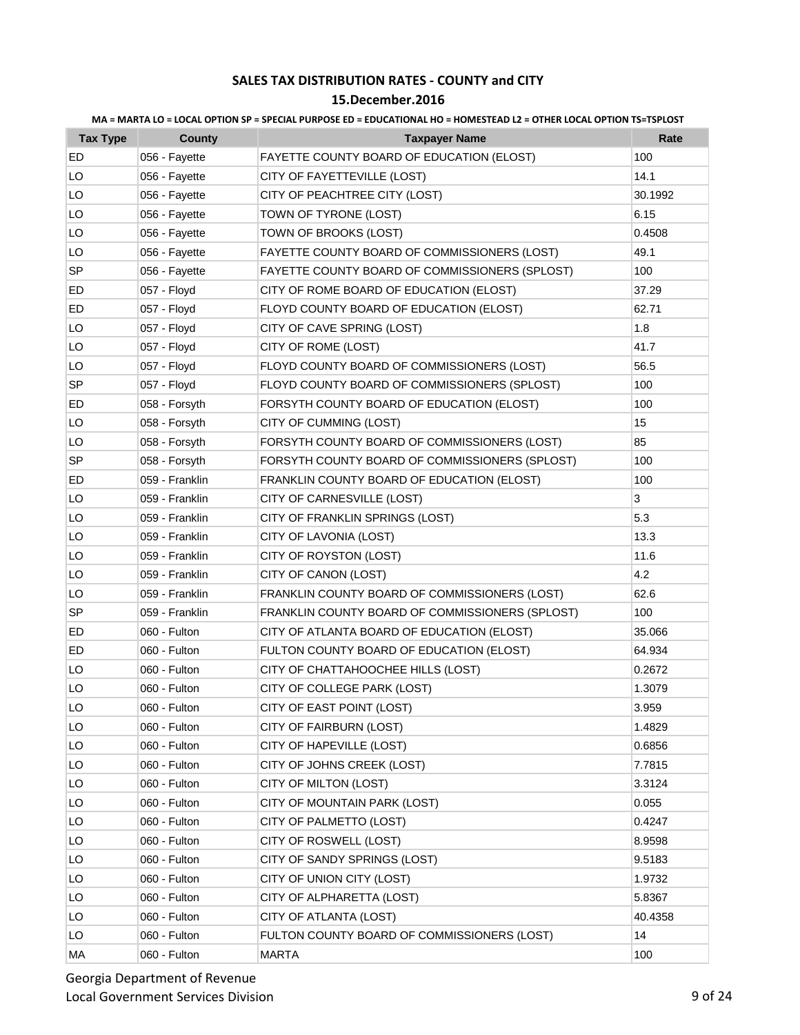## SALES TAX DISTRIBUTION RATES - COUNTY and CITY

### 15.December.2016

**MA = MARTA LO = LOCAL OPTION SP = SPECIAL PURPOSE ED = EDUCATIONAL HO = HOMESTEAD L2 = OTHER LOCAL OPTION TS=TSPLOST**

| Tax Type | County | Taxpayer Name | Rate |
|---|---|---|---|
| ED | 056 - Fayette | FAYETTE COUNTY BOARD OF EDUCATION (ELOST) | 100 |
| LO | 056 - Fayette | CITY OF FAYETTEVILLE (LOST) | 14.1 |
| LO | 056 - Fayette | CITY OF PEACHTREE CITY (LOST) | 30.1992 |
| LO | 056 - Fayette | TOWN OF TYRONE (LOST) | 6.15 |
| LO | 056 - Fayette | TOWN OF BROOKS (LOST) | 0.4508 |
| LO | 056 - Fayette | FAYETTE COUNTY BOARD OF COMMISSIONERS (LOST) | 49.1 |
| SP | 056 - Fayette | FAYETTE COUNTY BOARD OF COMMISSIONERS (SPLOST) | 100 |
| ED | 057 - Floyd | CITY OF ROME BOARD OF EDUCATION (ELOST) | 37.29 |
| ED | 057 - Floyd | FLOYD COUNTY BOARD OF EDUCATION (ELOST) | 62.71 |
| LO | 057 - Floyd | CITY OF CAVE SPRING (LOST) | 1.8 |
| LO | 057 - Floyd | CITY OF ROME (LOST) | 41.7 |
| LO | 057 - Floyd | FLOYD COUNTY BOARD OF COMMISSIONERS (LOST) | 56.5 |
| SP | 057 - Floyd | FLOYD COUNTY BOARD OF COMMISSIONERS (SPLOST) | 100 |
| ED | 058 - Forsyth | FORSYTH COUNTY BOARD OF EDUCATION (ELOST) | 100 |
| LO | 058 - Forsyth | CITY OF CUMMING (LOST) | 15 |
| LO | 058 - Forsyth | FORSYTH COUNTY BOARD OF COMMISSIONERS (LOST) | 85 |
| SP | 058 - Forsyth | FORSYTH COUNTY BOARD OF COMMISSIONERS (SPLOST) | 100 |
| ED | 059 - Franklin | FRANKLIN COUNTY BOARD OF EDUCATION (ELOST) | 100 |
| LO | 059 - Franklin | CITY OF CARNESVILLE (LOST) | 3 |
| LO | 059 - Franklin | CITY OF FRANKLIN SPRINGS (LOST) | 5.3 |
| LO | 059 - Franklin | CITY OF LAVONIA (LOST) | 13.3 |
| LO | 059 - Franklin | CITY OF ROYSTON (LOST) | 11.6 |
| LO | 059 - Franklin | CITY OF CANON (LOST) | 4.2 |
| LO | 059 - Franklin | FRANKLIN COUNTY BOARD OF COMMISSIONERS (LOST) | 62.6 |
| SP | 059 - Franklin | FRANKLIN COUNTY BOARD OF COMMISSIONERS (SPLOST) | 100 |
| ED | 060 - Fulton | CITY OF ATLANTA BOARD OF EDUCATION (ELOST) | 35.066 |
| ED | 060 - Fulton | FULTON COUNTY BOARD OF EDUCATION (ELOST) | 64.934 |
| LO | 060 - Fulton | CITY OF CHATTAHOOCHEE HILLS (LOST) | 0.2672 |
| LO | 060 - Fulton | CITY OF COLLEGE PARK (LOST) | 1.3079 |
| LO | 060 - Fulton | CITY OF EAST POINT (LOST) | 3.959 |
| LO | 060 - Fulton | CITY OF FAIRBURN (LOST) | 1.4829 |
| LO | 060 - Fulton | CITY OF HAPEVILLE (LOST) | 0.6856 |
| LO | 060 - Fulton | CITY OF JOHNS CREEK (LOST) | 7.7815 |
| LO | 060 - Fulton | CITY OF MILTON (LOST) | 3.3124 |
| LO | 060 - Fulton | CITY OF MOUNTAIN PARK (LOST) | 0.055 |
| LO | 060 - Fulton | CITY OF PALMETTO (LOST) | 0.4247 |
| LO | 060 - Fulton | CITY OF ROSWELL (LOST) | 8.9598 |
| LO | 060 - Fulton | CITY OF SANDY SPRINGS (LOST) | 9.5183 |
| LO | 060 - Fulton | CITY OF UNION CITY (LOST) | 1.9732 |
| LO | 060 - Fulton | CITY OF ALPHARETTA (LOST) | 5.8367 |
| LO | 060 - Fulton | CITY OF ATLANTA (LOST) | 40.4358 |
| LO | 060 - Fulton | FULTON COUNTY BOARD OF COMMISSIONERS (LOST) | 14 |
| MA | 060 - Fulton | MARTA | 100 |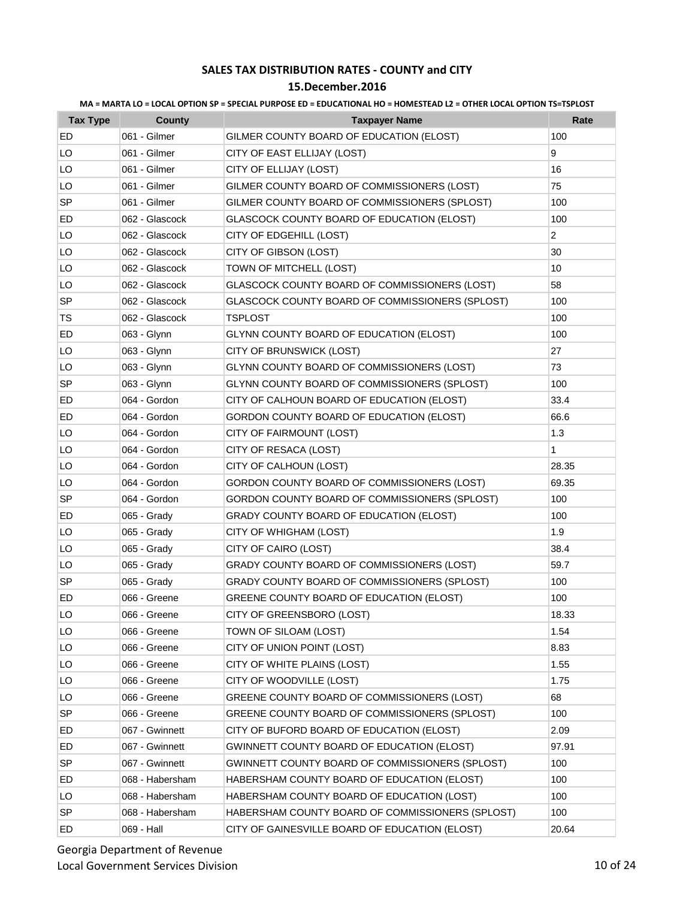# SALES TAX DISTRIBUTION RATES - COUNTY and CITY

## 15.December.2016

MA = MARTA LO = LOCAL OPTION SP = SPECIAL PURPOSE ED = EDUCATIONAL HO = HOMESTEAD L2 = OTHER LOCAL OPTION TS=TSPLOST

| Tax Type | County | Taxpayer Name | Rate |
|---|---|---|---|
| ED | 061 - Gilmer | GILMER COUNTY BOARD OF EDUCATION (ELOST) | 100 |
| LO | 061 - Gilmer | CITY OF EAST ELLIJAY (LOST) | 9 |
| LO | 061 - Gilmer | CITY OF ELLIJAY (LOST) | 16 |
| LO | 061 - Gilmer | GILMER COUNTY BOARD OF COMMISSIONERS (LOST) | 75 |
| SP | 061 - Gilmer | GILMER COUNTY BOARD OF COMMISSIONERS (SPLOST) | 100 |
| ED | 062 - Glascock | GLASCOCK COUNTY BOARD OF EDUCATION (ELOST) | 100 |
| LO | 062 - Glascock | CITY OF EDGEHILL (LOST) | 2 |
| LO | 062 - Glascock | CITY OF GIBSON (LOST) | 30 |
| LO | 062 - Glascock | TOWN OF MITCHELL (LOST) | 10 |
| LO | 062 - Glascock | GLASCOCK COUNTY BOARD OF COMMISSIONERS (LOST) | 58 |
| SP | 062 - Glascock | GLASCOCK COUNTY BOARD OF COMMISSIONERS (SPLOST) | 100 |
| TS | 062 - Glascock | TSPLOST | 100 |
| ED | 063 - Glynn | GLYNN COUNTY BOARD OF EDUCATION (ELOST) | 100 |
| LO | 063 - Glynn | CITY OF BRUNSWICK (LOST) | 27 |
| LO | 063 - Glynn | GLYNN COUNTY BOARD OF COMMISSIONERS (LOST) | 73 |
| SP | 063 - Glynn | GLYNN COUNTY BOARD OF COMMISSIONERS (SPLOST) | 100 |
| ED | 064 - Gordon | CITY OF CALHOUN BOARD OF EDUCATION (ELOST) | 33.4 |
| ED | 064 - Gordon | GORDON COUNTY BOARD OF EDUCATION (ELOST) | 66.6 |
| LO | 064 - Gordon | CITY OF FAIRMOUNT (LOST) | 1.3 |
| LO | 064 - Gordon | CITY OF RESACA (LOST) | 1 |
| LO | 064 - Gordon | CITY OF CALHOUN (LOST) | 28.35 |
| LO | 064 - Gordon | GORDON COUNTY BOARD OF COMMISSIONERS (LOST) | 69.35 |
| SP | 064 - Gordon | GORDON COUNTY BOARD OF COMMISSIONERS (SPLOST) | 100 |
| ED | 065 - Grady | GRADY COUNTY BOARD OF EDUCATION (ELOST) | 100 |
| LO | 065 - Grady | CITY OF WHIGHAM (LOST) | 1.9 |
| LO | 065 - Grady | CITY OF CAIRO (LOST) | 38.4 |
| LO | 065 - Grady | GRADY COUNTY BOARD OF COMMISSIONERS (LOST) | 59.7 |
| SP | 065 - Grady | GRADY COUNTY BOARD OF COMMISSIONERS (SPLOST) | 100 |
| ED | 066 - Greene | GREENE COUNTY BOARD OF EDUCATION (ELOST) | 100 |
| LO | 066 - Greene | CITY OF GREENSBORO (LOST) | 18.33 |
| LO | 066 - Greene | TOWN OF SILOAM (LOST) | 1.54 |
| LO | 066 - Greene | CITY OF UNION POINT (LOST) | 8.83 |
| LO | 066 - Greene | CITY OF WHITE PLAINS (LOST) | 1.55 |
| LO | 066 - Greene | CITY OF WOODVILLE (LOST) | 1.75 |
| LO | 066 - Greene | GREENE COUNTY BOARD OF COMMISSIONERS (LOST) | 68 |
| SP | 066 - Greene | GREENE COUNTY BOARD OF COMMISSIONERS (SPLOST) | 100 |
| ED | 067 - Gwinnett | CITY OF BUFORD BOARD OF EDUCATION (ELOST) | 2.09 |
| ED | 067 - Gwinnett | GWINNETT COUNTY BOARD OF EDUCATION (ELOST) | 97.91 |
| SP | 067 - Gwinnett | GWINNETT COUNTY BOARD OF COMMISSIONERS (SPLOST) | 100 |
| ED | 068 - Habersham | HABERSHAM COUNTY BOARD OF EDUCATION (ELOST) | 100 |
| LO | 068 - Habersham | HABERSHAM COUNTY BOARD OF EDUCATION (LOST) | 100 |
| SP | 068 - Habersham | HABERSHAM COUNTY BOARD OF COMMISSIONERS (SPLOST) | 100 |
| ED | 069 - Hall | CITY OF GAINESVILLE BOARD OF EDUCATION (ELOST) | 20.64 |

Georgia Department of Revenue
Local Government Services Division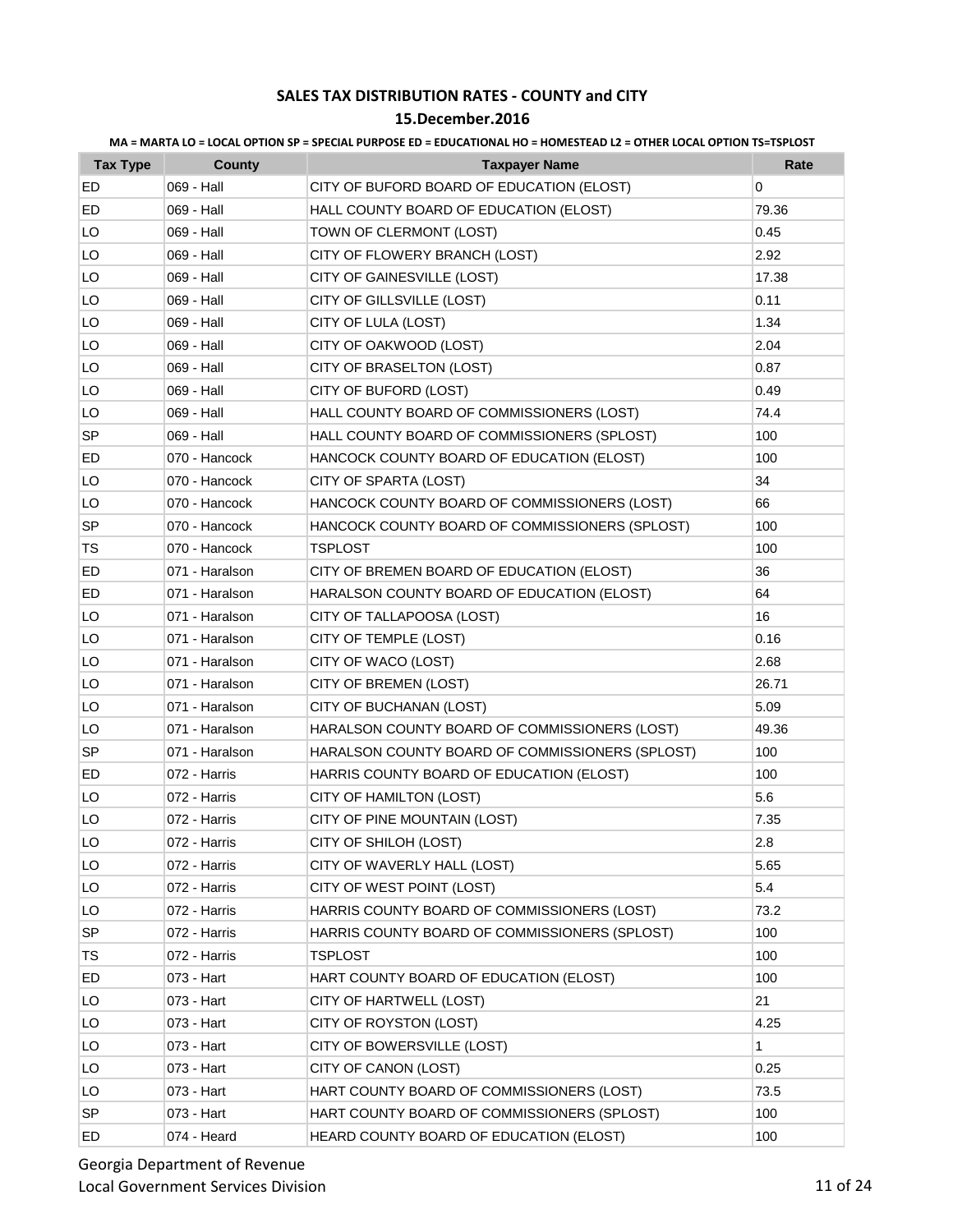# SALES TAX DISTRIBUTION RATES - COUNTY and CITY

## 15.December.2016

**MA = MARTA LO = LOCAL OPTION SP = SPECIAL PURPOSE ED = EDUCATIONAL HO = HOMESTEAD L2 = OTHER LOCAL OPTION TS=TSPLOST**

| Tax Type | County | Taxpayer Name | Rate |
|---|---|---|---|
| ED | 069 - Hall | CITY OF BUFORD BOARD OF EDUCATION (ELOST) | 0 |
| ED | 069 - Hall | HALL COUNTY BOARD OF EDUCATION (ELOST) | 79.36 |
| LO | 069 - Hall | TOWN OF CLERMONT (LOST) | 0.45 |
| LO | 069 - Hall | CITY OF FLOWERY BRANCH (LOST) | 2.92 |
| LO | 069 - Hall | CITY OF GAINESVILLE (LOST) | 17.38 |
| LO | 069 - Hall | CITY OF GILLSVILLE (LOST) | 0.11 |
| LO | 069 - Hall | CITY OF LULA (LOST) | 1.34 |
| LO | 069 - Hall | CITY OF OAKWOOD (LOST) | 2.04 |
| LO | 069 - Hall | CITY OF BRASELTON (LOST) | 0.87 |
| LO | 069 - Hall | CITY OF BUFORD (LOST) | 0.49 |
| LO | 069 - Hall | HALL COUNTY BOARD OF COMMISSIONERS (LOST) | 74.4 |
| SP | 069 - Hall | HALL COUNTY BOARD OF COMMISSIONERS (SPLOST) | 100 |
| ED | 070 - Hancock | HANCOCK COUNTY BOARD OF EDUCATION (ELOST) | 100 |
| LO | 070 - Hancock | CITY OF SPARTA (LOST) | 34 |
| LO | 070 - Hancock | HANCOCK COUNTY BOARD OF COMMISSIONERS (LOST) | 66 |
| SP | 070 - Hancock | HANCOCK COUNTY BOARD OF COMMISSIONERS (SPLOST) | 100 |
| TS | 070 - Hancock | TSPLOST | 100 |
| ED | 071 - Haralson | CITY OF BREMEN BOARD OF EDUCATION (ELOST) | 36 |
| ED | 071 - Haralson | HARALSON COUNTY BOARD OF EDUCATION (ELOST) | 64 |
| LO | 071 - Haralson | CITY OF TALLAPOOSA (LOST) | 16 |
| LO | 071 - Haralson | CITY OF TEMPLE (LOST) | 0.16 |
| LO | 071 - Haralson | CITY OF WACO (LOST) | 2.68 |
| LO | 071 - Haralson | CITY OF BREMEN (LOST) | 26.71 |
| LO | 071 - Haralson | CITY OF BUCHANAN (LOST) | 5.09 |
| LO | 071 - Haralson | HARALSON COUNTY BOARD OF COMMISSIONERS (LOST) | 49.36 |
| SP | 071 - Haralson | HARALSON COUNTY BOARD OF COMMISSIONERS (SPLOST) | 100 |
| ED | 072 - Harris | HARRIS COUNTY BOARD OF EDUCATION (ELOST) | 100 |
| LO | 072 - Harris | CITY OF HAMILTON (LOST) | 5.6 |
| LO | 072 - Harris | CITY OF PINE MOUNTAIN (LOST) | 7.35 |
| LO | 072 - Harris | CITY OF SHILOH (LOST) | 2.8 |
| LO | 072 - Harris | CITY OF WAVERLY HALL (LOST) | 5.65 |
| LO | 072 - Harris | CITY OF WEST POINT (LOST) | 5.4 |
| LO | 072 - Harris | HARRIS COUNTY BOARD OF COMMISSIONERS (LOST) | 73.2 |
| SP | 072 - Harris | HARRIS COUNTY BOARD OF COMMISSIONERS (SPLOST) | 100 |
| TS | 072 - Harris | TSPLOST | 100 |
| ED | 073 - Hart | HART COUNTY BOARD OF EDUCATION (ELOST) | 100 |
| LO | 073 - Hart | CITY OF HARTWELL (LOST) | 21 |
| LO | 073 - Hart | CITY OF ROYSTON (LOST) | 4.25 |
| LO | 073 - Hart | CITY OF BOWERSVILLE (LOST) | 1 |
| LO | 073 - Hart | CITY OF CANON (LOST) | 0.25 |
| LO | 073 - Hart | HART COUNTY BOARD OF COMMISSIONERS (LOST) | 73.5 |
| SP | 073 - Hart | HART COUNTY BOARD OF COMMISSIONERS (SPLOST) | 100 |
| ED | 074 - Heard | HEARD COUNTY BOARD OF EDUCATION (ELOST) | 100 |

Georgia Department of Revenue
Local Government Services Division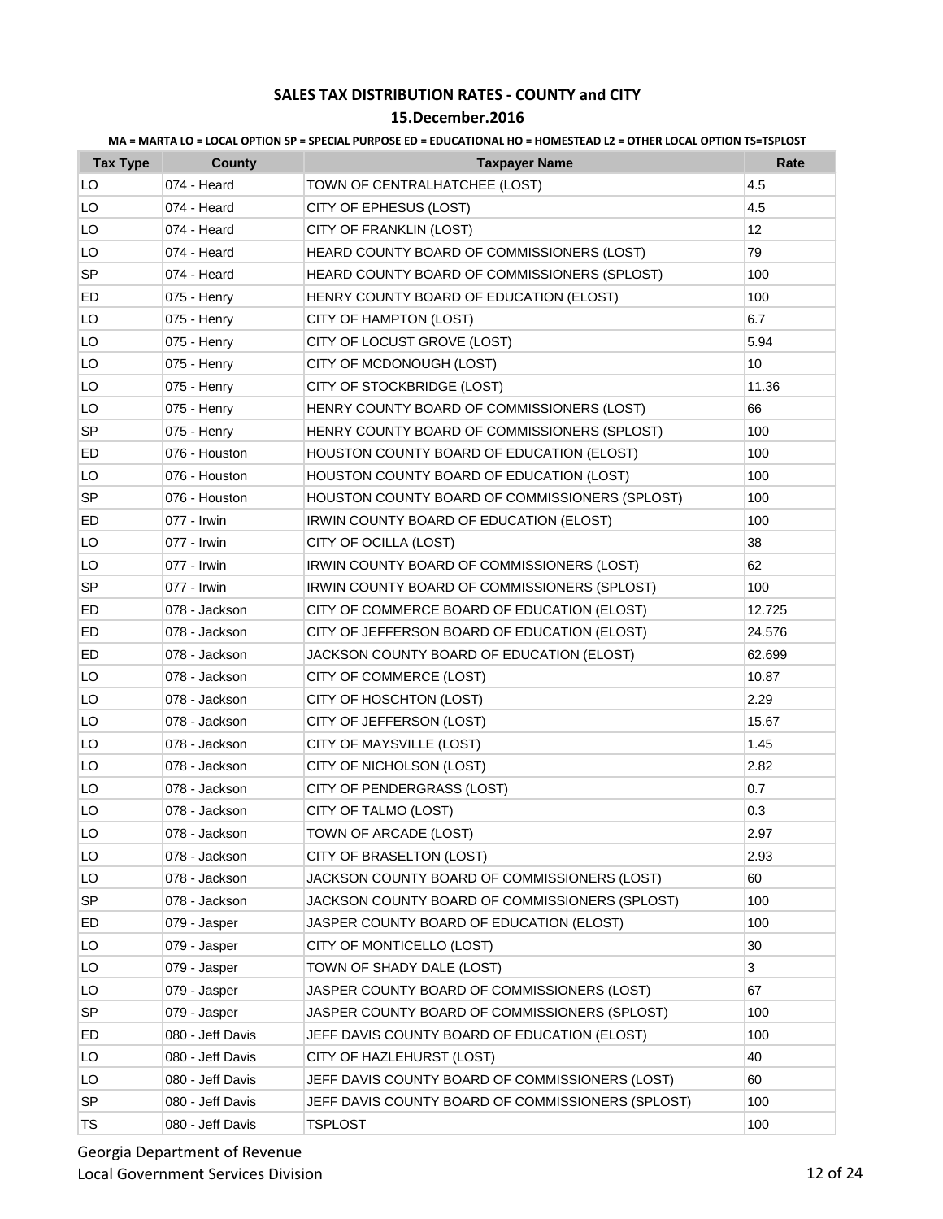## SALES TAX DISTRIBUTION RATES - COUNTY and CITY

### 15.December.2016

**MA = MARTA LO = LOCAL OPTION SP = SPECIAL PURPOSE ED = EDUCATIONAL HO = HOMESTEAD L2 = OTHER LOCAL OPTION TS=TSPLOST**

| Tax Type | County | Taxpayer Name | Rate |
|---|---|---|---|
| LO | 074 - Heard | TOWN OF CENTRALHATCHEE (LOST) | 4.5 |
| LO | 074 - Heard | CITY OF EPHESUS (LOST) | 4.5 |
| LO | 074 - Heard | CITY OF FRANKLIN (LOST) | 12 |
| LO | 074 - Heard | HEARD COUNTY BOARD OF COMMISSIONERS (LOST) | 79 |
| SP | 074 - Heard | HEARD COUNTY BOARD OF COMMISSIONERS (SPLOST) | 100 |
| ED | 075 - Henry | HENRY COUNTY BOARD OF EDUCATION (ELOST) | 100 |
| LO | 075 - Henry | CITY OF HAMPTON (LOST) | 6.7 |
| LO | 075 - Henry | CITY OF LOCUST GROVE (LOST) | 5.94 |
| LO | 075 - Henry | CITY OF MCDONOUGH (LOST) | 10 |
| LO | 075 - Henry | CITY OF STOCKBRIDGE (LOST) | 11.36 |
| LO | 075 - Henry | HENRY COUNTY BOARD OF COMMISSIONERS (LOST) | 66 |
| SP | 075 - Henry | HENRY COUNTY BOARD OF COMMISSIONERS (SPLOST) | 100 |
| ED | 076 - Houston | HOUSTON COUNTY BOARD OF EDUCATION (ELOST) | 100 |
| LO | 076 - Houston | HOUSTON COUNTY BOARD OF EDUCATION (LOST) | 100 |
| SP | 076 - Houston | HOUSTON COUNTY BOARD OF COMMISSIONERS (SPLOST) | 100 |
| ED | 077 - Irwin | IRWIN COUNTY BOARD OF EDUCATION (ELOST) | 100 |
| LO | 077 - Irwin | CITY OF OCILLA (LOST) | 38 |
| LO | 077 - Irwin | IRWIN COUNTY BOARD OF COMMISSIONERS (LOST) | 62 |
| SP | 077 - Irwin | IRWIN COUNTY BOARD OF COMMISSIONERS (SPLOST) | 100 |
| ED | 078 - Jackson | CITY OF COMMERCE BOARD OF EDUCATION (ELOST) | 12.725 |
| ED | 078 - Jackson | CITY OF JEFFERSON BOARD OF EDUCATION (ELOST) | 24.576 |
| ED | 078 - Jackson | JACKSON COUNTY BOARD OF EDUCATION (ELOST) | 62.699 |
| LO | 078 - Jackson | CITY OF COMMERCE (LOST) | 10.87 |
| LO | 078 - Jackson | CITY OF HOSCHTON (LOST) | 2.29 |
| LO | 078 - Jackson | CITY OF JEFFERSON (LOST) | 15.67 |
| LO | 078 - Jackson | CITY OF MAYSVILLE (LOST) | 1.45 |
| LO | 078 - Jackson | CITY OF NICHOLSON (LOST) | 2.82 |
| LO | 078 - Jackson | CITY OF PENDERGRASS (LOST) | 0.7 |
| LO | 078 - Jackson | CITY OF TALMO (LOST) | 0.3 |
| LO | 078 - Jackson | TOWN OF ARCADE (LOST) | 2.97 |
| LO | 078 - Jackson | CITY OF BRASELTON (LOST) | 2.93 |
| LO | 078 - Jackson | JACKSON COUNTY BOARD OF COMMISSIONERS (LOST) | 60 |
| SP | 078 - Jackson | JACKSON COUNTY BOARD OF COMMISSIONERS (SPLOST) | 100 |
| ED | 079 - Jasper | JASPER COUNTY BOARD OF EDUCATION (ELOST) | 100 |
| LO | 079 - Jasper | CITY OF MONTICELLO (LOST) | 30 |
| LO | 079 - Jasper | TOWN OF SHADY DALE (LOST) | 3 |
| LO | 079 - Jasper | JASPER COUNTY BOARD OF COMMISSIONERS (LOST) | 67 |
| SP | 079 - Jasper | JASPER COUNTY BOARD OF COMMISSIONERS (SPLOST) | 100 |
| ED | 080 - Jeff Davis | JEFF DAVIS COUNTY BOARD OF EDUCATION (ELOST) | 100 |
| LO | 080 - Jeff Davis | CITY OF HAZLEHURST (LOST) | 40 |
| LO | 080 - Jeff Davis | JEFF DAVIS COUNTY BOARD OF COMMISSIONERS (LOST) | 60 |
| SP | 080 - Jeff Davis | JEFF DAVIS COUNTY BOARD OF COMMISSIONERS (SPLOST) | 100 |
| TS | 080 - Jeff Davis | TSPLOST | 100 |

Georgia Department of Revenue
Local Government Services Division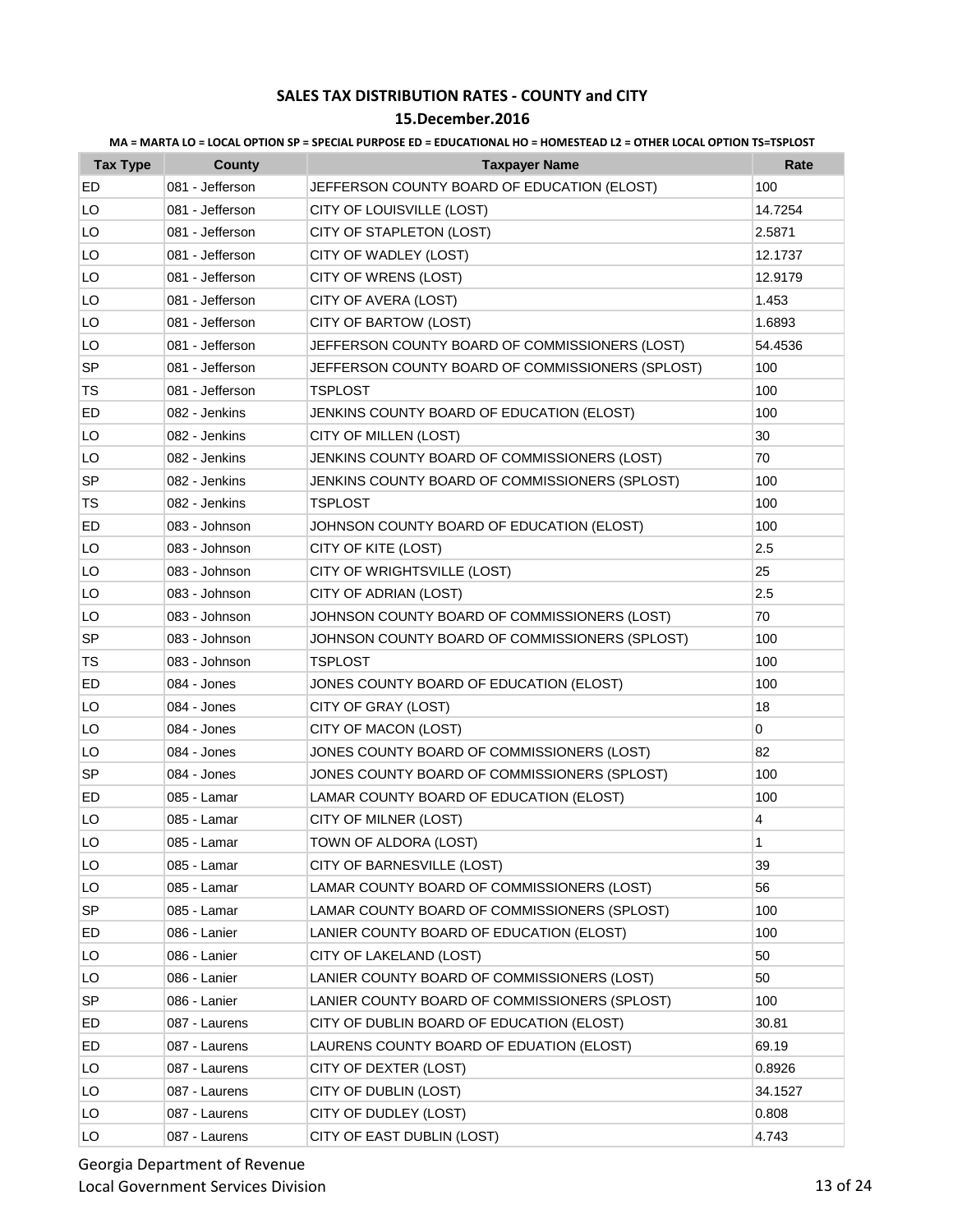# SALES TAX DISTRIBUTION RATES - COUNTY and CITY

## 15.December.2016

**MA = MARTA LO = LOCAL OPTION SP = SPECIAL PURPOSE ED = EDUCATIONAL HO = HOMESTEAD L2 = OTHER LOCAL OPTION TS=TSPLOST**

| Tax Type | County | Taxpayer Name | Rate |
|---|---|---|---|
| ED | 081 - Jefferson | JEFFERSON COUNTY BOARD OF EDUCATION (ELOST) | 100 |
| LO | 081 - Jefferson | CITY OF LOUISVILLE (LOST) | 14.7254 |
| LO | 081 - Jefferson | CITY OF STAPLETON (LOST) | 2.5871 |
| LO | 081 - Jefferson | CITY OF WADLEY (LOST) | 12.1737 |
| LO | 081 - Jefferson | CITY OF WRENS (LOST) | 12.9179 |
| LO | 081 - Jefferson | CITY OF AVERA (LOST) | 1.453 |
| LO | 081 - Jefferson | CITY OF BARTOW (LOST) | 1.6893 |
| LO | 081 - Jefferson | JEFFERSON COUNTY BOARD OF COMMISSIONERS (LOST) | 54.4536 |
| SP | 081 - Jefferson | JEFFERSON COUNTY BOARD OF COMMISSIONERS (SPLOST) | 100 |
| TS | 081 - Jefferson | TSPLOST | 100 |
| ED | 082 - Jenkins | JENKINS COUNTY BOARD OF EDUCATION (ELOST) | 100 |
| LO | 082 - Jenkins | CITY OF MILLEN (LOST) | 30 |
| LO | 082 - Jenkins | JENKINS COUNTY BOARD OF COMMISSIONERS (LOST) | 70 |
| SP | 082 - Jenkins | JENKINS COUNTY BOARD OF COMMISSIONERS (SPLOST) | 100 |
| TS | 082 - Jenkins | TSPLOST | 100 |
| ED | 083 - Johnson | JOHNSON COUNTY BOARD OF EDUCATION (ELOST) | 100 |
| LO | 083 - Johnson | CITY OF KITE (LOST) | 2.5 |
| LO | 083 - Johnson | CITY OF WRIGHTSVILLE (LOST) | 25 |
| LO | 083 - Johnson | CITY OF ADRIAN (LOST) | 2.5 |
| LO | 083 - Johnson | JOHNSON COUNTY BOARD OF COMMISSIONERS (LOST) | 70 |
| SP | 083 - Johnson | JOHNSON COUNTY BOARD OF COMMISSIONERS (SPLOST) | 100 |
| TS | 083 - Johnson | TSPLOST | 100 |
| ED | 084 - Jones | JONES COUNTY BOARD OF EDUCATION (ELOST) | 100 |
| LO | 084 - Jones | CITY OF GRAY (LOST) | 18 |
| LO | 084 - Jones | CITY OF MACON (LOST) | 0 |
| LO | 084 - Jones | JONES COUNTY BOARD OF COMMISSIONERS (LOST) | 82 |
| SP | 084 - Jones | JONES COUNTY BOARD OF COMMISSIONERS (SPLOST) | 100 |
| ED | 085 - Lamar | LAMAR COUNTY BOARD OF EDUCATION (ELOST) | 100 |
| LO | 085 - Lamar | CITY OF MILNER (LOST) | 4 |
| LO | 085 - Lamar | TOWN OF ALDORA (LOST) | 1 |
| LO | 085 - Lamar | CITY OF BARNESVILLE (LOST) | 39 |
| LO | 085 - Lamar | LAMAR COUNTY BOARD OF COMMISSIONERS (LOST) | 56 |
| SP | 085 - Lamar | LAMAR COUNTY BOARD OF COMMISSIONERS (SPLOST) | 100 |
| ED | 086 - Lanier | LANIER COUNTY BOARD OF EDUCATION (ELOST) | 100 |
| LO | 086 - Lanier | CITY OF LAKELAND (LOST) | 50 |
| LO | 086 - Lanier | LANIER COUNTY BOARD OF COMMISSIONERS (LOST) | 50 |
| SP | 086 - Lanier | LANIER COUNTY BOARD OF COMMISSIONERS (SPLOST) | 100 |
| ED | 087 - Laurens | CITY OF DUBLIN BOARD OF EDUCATION (ELOST) | 30.81 |
| ED | 087 - Laurens | LAURENS COUNTY BOARD OF EDUATION (ELOST) | 69.19 |
| LO | 087 - Laurens | CITY OF DEXTER (LOST) | 0.8926 |
| LO | 087 - Laurens | CITY OF DUBLIN (LOST) | 34.1527 |
| LO | 087 - Laurens | CITY OF DUDLEY (LOST) | 0.808 |
| LO | 087 - Laurens | CITY OF EAST DUBLIN (LOST) | 4.743 |

Georgia Department of Revenue
Local Government Services Division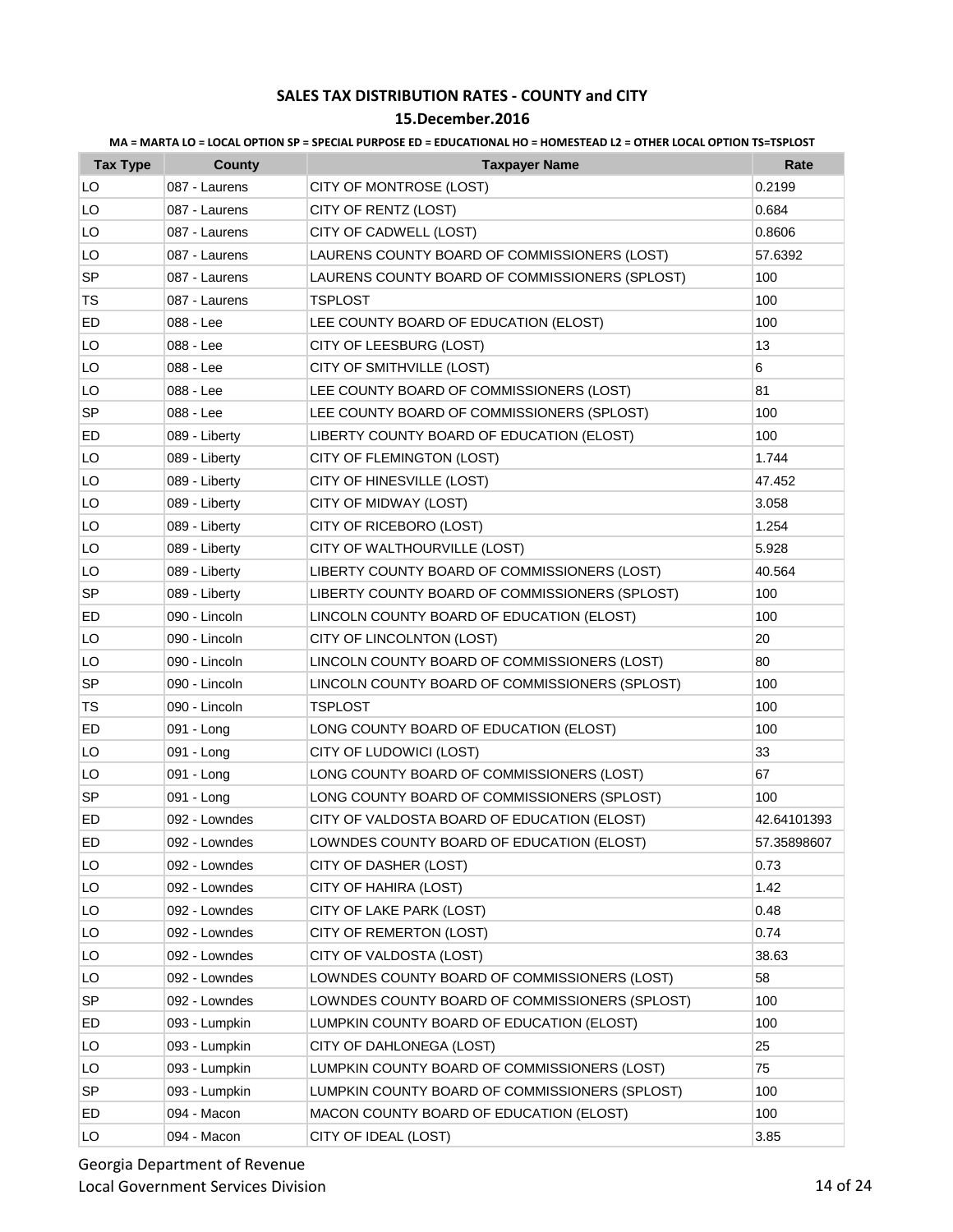# SALES TAX DISTRIBUTION RATES - COUNTY and CITY

## 15.December.2016

**MA = MARTA LO = LOCAL OPTION SP = SPECIAL PURPOSE ED = EDUCATIONAL HO = HOMESTEAD L2 = OTHER LOCAL OPTION TS=TSPLOST**

| Tax Type | County | Taxpayer Name | Rate |
|---|---|---|---|
| LO | 087 - Laurens | CITY OF MONTROSE (LOST) | 0.2199 |
| LO | 087 - Laurens | CITY OF RENTZ (LOST) | 0.684 |
| LO | 087 - Laurens | CITY OF CADWELL (LOST) | 0.8606 |
| LO | 087 - Laurens | LAURENS COUNTY BOARD OF COMMISSIONERS (LOST) | 57.6392 |
| SP | 087 - Laurens | LAURENS COUNTY BOARD OF COMMISSIONERS (SPLOST) | 100 |
| TS | 087 - Laurens | TSPLOST | 100 |
| ED | 088 - Lee | LEE COUNTY BOARD OF EDUCATION (ELOST) | 100 |
| LO | 088 - Lee | CITY OF LEESBURG (LOST) | 13 |
| LO | 088 - Lee | CITY OF SMITHVILLE (LOST) | 6 |
| LO | 088 - Lee | LEE COUNTY BOARD OF COMMISSIONERS (LOST) | 81 |
| SP | 088 - Lee | LEE COUNTY BOARD OF COMMISSIONERS (SPLOST) | 100 |
| ED | 089 - Liberty | LIBERTY COUNTY BOARD OF EDUCATION (ELOST) | 100 |
| LO | 089 - Liberty | CITY OF FLEMINGTON (LOST) | 1.744 |
| LO | 089 - Liberty | CITY OF HINESVILLE (LOST) | 47.452 |
| LO | 089 - Liberty | CITY OF MIDWAY (LOST) | 3.058 |
| LO | 089 - Liberty | CITY OF RICEBORO (LOST) | 1.254 |
| LO | 089 - Liberty | CITY OF WALTHOURVILLE (LOST) | 5.928 |
| LO | 089 - Liberty | LIBERTY COUNTY BOARD OF COMMISSIONERS (LOST) | 40.564 |
| SP | 089 - Liberty | LIBERTY COUNTY BOARD OF COMMISSIONERS (SPLOST) | 100 |
| ED | 090 - Lincoln | LINCOLN COUNTY BOARD OF EDUCATION (ELOST) | 100 |
| LO | 090 - Lincoln | CITY OF LINCOLNTON (LOST) | 20 |
| LO | 090 - Lincoln | LINCOLN COUNTY BOARD OF COMMISSIONERS (LOST) | 80 |
| SP | 090 - Lincoln | LINCOLN COUNTY BOARD OF COMMISSIONERS (SPLOST) | 100 |
| TS | 090 - Lincoln | TSPLOST | 100 |
| ED | 091 - Long | LONG COUNTY BOARD OF EDUCATION (ELOST) | 100 |
| LO | 091 - Long | CITY OF LUDOWICI (LOST) | 33 |
| LO | 091 - Long | LONG COUNTY BOARD OF COMMISSIONERS (LOST) | 67 |
| SP | 091 - Long | LONG COUNTY BOARD OF COMMISSIONERS (SPLOST) | 100 |
| ED | 092 - Lowndes | CITY OF VALDOSTA BOARD OF EDUCATION (ELOST) | 42.64101393 |
| ED | 092 - Lowndes | LOWNDES COUNTY BOARD OF EDUCATION (ELOST) | 57.35898607 |
| LO | 092 - Lowndes | CITY OF DASHER (LOST) | 0.73 |
| LO | 092 - Lowndes | CITY OF HAHIRA (LOST) | 1.42 |
| LO | 092 - Lowndes | CITY OF LAKE PARK (LOST) | 0.48 |
| LO | 092 - Lowndes | CITY OF REMERTON (LOST) | 0.74 |
| LO | 092 - Lowndes | CITY OF VALDOSTA (LOST) | 38.63 |
| LO | 092 - Lowndes | LOWNDES COUNTY BOARD OF COMMISSIONERS (LOST) | 58 |
| SP | 092 - Lowndes | LOWNDES COUNTY BOARD OF COMMISSIONERS (SPLOST) | 100 |
| ED | 093 - Lumpkin | LUMPKIN COUNTY BOARD OF EDUCATION (ELOST) | 100 |
| LO | 093 - Lumpkin | CITY OF DAHLONEGA (LOST) | 25 |
| LO | 093 - Lumpkin | LUMPKIN COUNTY BOARD OF COMMISSIONERS (LOST) | 75 |
| SP | 093 - Lumpkin | LUMPKIN COUNTY BOARD OF COMMISSIONERS (SPLOST) | 100 |
| ED | 094 - Macon | MACON COUNTY BOARD OF EDUCATION (ELOST) | 100 |
| LO | 094 - Macon | CITY OF IDEAL (LOST) | 3.85 |

Georgia Department of Revenue
Local Government Services Division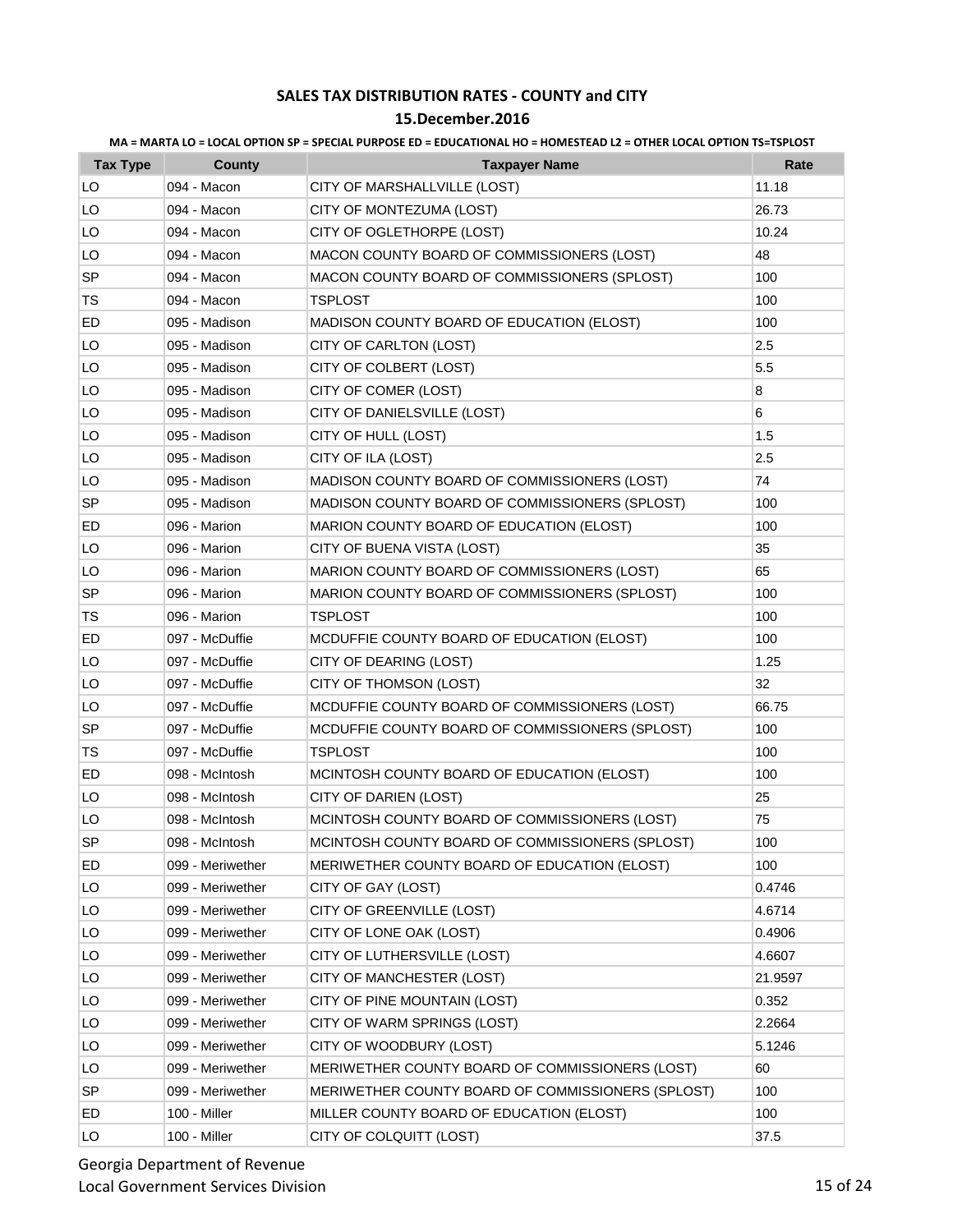## SALES TAX DISTRIBUTION RATES - COUNTY and CITY

## 15.December.2016

**MA = MARTA LO = LOCAL OPTION SP = SPECIAL PURPOSE ED = EDUCATIONAL HO = HOMESTEAD L2 = OTHER LOCAL OPTION TS=TSPLOST**

| Tax Type | County | Taxpayer Name | Rate |
|---|---|---|---|
| LO | 094 - Macon | CITY OF MARSHALLVILLE (LOST) | 11.18 |
| LO | 094 - Macon | CITY OF MONTEZUMA (LOST) | 26.73 |
| LO | 094 - Macon | CITY OF OGLETHORPE (LOST) | 10.24 |
| LO | 094 - Macon | MACON COUNTY BOARD OF COMMISSIONERS (LOST) | 48 |
| SP | 094 - Macon | MACON COUNTY BOARD OF COMMISSIONERS (SPLOST) | 100 |
| TS | 094 - Macon | TSPLOST | 100 |
| ED | 095 - Madison | MADISON COUNTY BOARD OF EDUCATION (ELOST) | 100 |
| LO | 095 - Madison | CITY OF CARLTON (LOST) | 2.5 |
| LO | 095 - Madison | CITY OF COLBERT (LOST) | 5.5 |
| LO | 095 - Madison | CITY OF COMER (LOST) | 8 |
| LO | 095 - Madison | CITY OF DANIELSVILLE (LOST) | 6 |
| LO | 095 - Madison | CITY OF HULL (LOST) | 1.5 |
| LO | 095 - Madison | CITY OF ILA (LOST) | 2.5 |
| LO | 095 - Madison | MADISON COUNTY BOARD OF COMMISSIONERS (LOST) | 74 |
| SP | 095 - Madison | MADISON COUNTY BOARD OF COMMISSIONERS (SPLOST) | 100 |
| ED | 096 - Marion | MARION COUNTY BOARD OF EDUCATION (ELOST) | 100 |
| LO | 096 - Marion | CITY OF BUENA VISTA (LOST) | 35 |
| LO | 096 - Marion | MARION COUNTY BOARD OF COMMISSIONERS (LOST) | 65 |
| SP | 096 - Marion | MARION COUNTY BOARD OF COMMISSIONERS (SPLOST) | 100 |
| TS | 096 - Marion | TSPLOST | 100 |
| ED | 097 - McDuffie | MCDUFFIE COUNTY BOARD OF EDUCATION (ELOST) | 100 |
| LO | 097 - McDuffie | CITY OF DEARING (LOST) | 1.25 |
| LO | 097 - McDuffie | CITY OF THOMSON (LOST) | 32 |
| LO | 097 - McDuffie | MCDUFFIE COUNTY BOARD OF COMMISSIONERS (LOST) | 66.75 |
| SP | 097 - McDuffie | MCDUFFIE COUNTY BOARD OF COMMISSIONERS (SPLOST) | 100 |
| TS | 097 - McDuffie | TSPLOST | 100 |
| ED | 098 - McIntosh | MCINTOSH COUNTY BOARD OF EDUCATION (ELOST) | 100 |
| LO | 098 - McIntosh | CITY OF DARIEN (LOST) | 25 |
| LO | 098 - McIntosh | MCINTOSH COUNTY BOARD OF COMMISSIONERS (LOST) | 75 |
| SP | 098 - McIntosh | MCINTOSH COUNTY BOARD OF COMMISSIONERS (SPLOST) | 100 |
| ED | 099 - Meriwether | MERIWETHER COUNTY BOARD OF EDUCATION (ELOST) | 100 |
| LO | 099 - Meriwether | CITY OF GAY (LOST) | 0.4746 |
| LO | 099 - Meriwether | CITY OF GREENVILLE (LOST) | 4.6714 |
| LO | 099 - Meriwether | CITY OF LONE OAK (LOST) | 0.4906 |
| LO | 099 - Meriwether | CITY OF LUTHERSVILLE (LOST) | 4.6607 |
| LO | 099 - Meriwether | CITY OF MANCHESTER (LOST) | 21.9597 |
| LO | 099 - Meriwether | CITY OF PINE MOUNTAIN (LOST) | 0.352 |
| LO | 099 - Meriwether | CITY OF WARM SPRINGS (LOST) | 2.2664 |
| LO | 099 - Meriwether | CITY OF WOODBURY (LOST) | 5.1246 |
| LO | 099 - Meriwether | MERIWETHER COUNTY BOARD OF COMMISSIONERS (LOST) | 60 |
| SP | 099 - Meriwether | MERIWETHER COUNTY BOARD OF COMMISSIONERS (SPLOST) | 100 |
| ED | 100 - Miller | MILLER COUNTY BOARD OF EDUCATION (ELOST) | 100 |
| LO | 100 - Miller | CITY OF COLQUITT (LOST) | 37.5 |

Georgia Department of Revenue
Local Government Services Division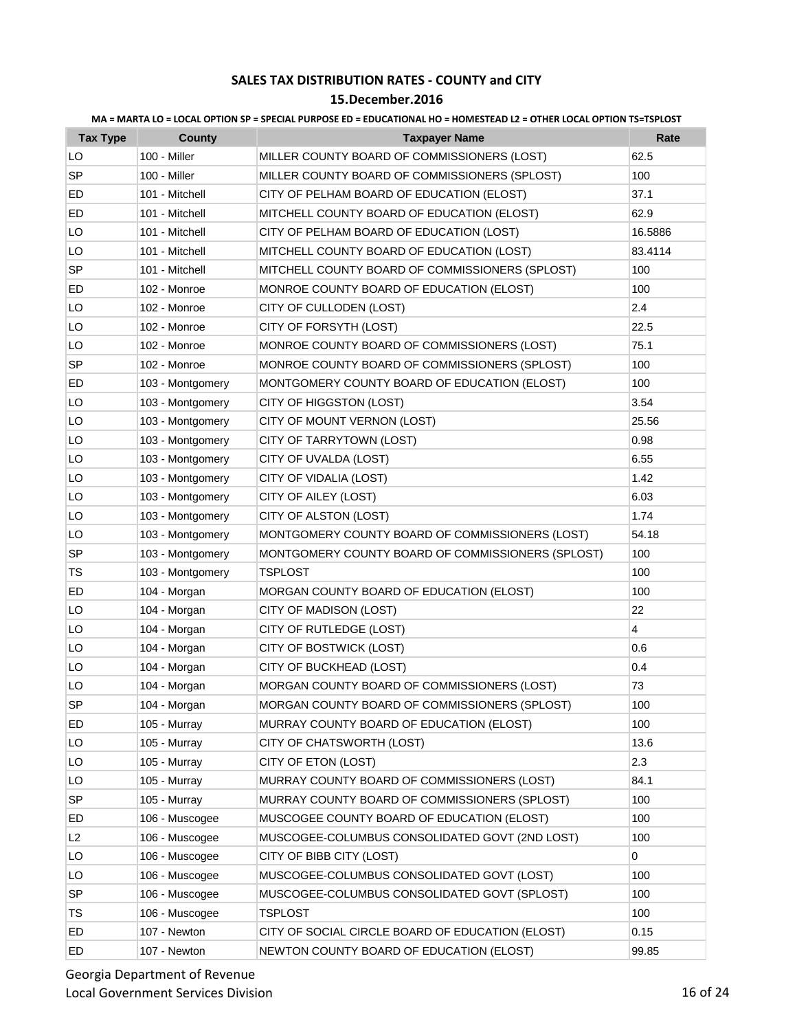# SALES TAX DISTRIBUTION RATES - COUNTY and CITY

## 15.December.2016

**MA = MARTA LO = LOCAL OPTION SP = SPECIAL PURPOSE ED = EDUCATIONAL HO = HOMESTEAD L2 = OTHER LOCAL OPTION TS=TSPLOST**

| Tax Type | County | Taxpayer Name | Rate |
|---|---|---|---|
| LO | 100 - Miller | MILLER COUNTY BOARD OF COMMISSIONERS (LOST) | 62.5 |
| SP | 100 - Miller | MILLER COUNTY BOARD OF COMMISSIONERS (SPLOST) | 100 |
| ED | 101 - Mitchell | CITY OF PELHAM BOARD OF EDUCATION (ELOST) | 37.1 |
| ED | 101 - Mitchell | MITCHELL COUNTY BOARD OF EDUCATION (ELOST) | 62.9 |
| LO | 101 - Mitchell | CITY OF PELHAM BOARD OF EDUCATION (LOST) | 16.5886 |
| LO | 101 - Mitchell | MITCHELL COUNTY BOARD OF EDUCATION (LOST) | 83.4114 |
| SP | 101 - Mitchell | MITCHELL COUNTY BOARD OF COMMISSIONERS (SPLOST) | 100 |
| ED | 102 - Monroe | MONROE COUNTY BOARD OF EDUCATION (ELOST) | 100 |
| LO | 102 - Monroe | CITY OF CULLODEN (LOST) | 2.4 |
| LO | 102 - Monroe | CITY OF FORSYTH (LOST) | 22.5 |
| LO | 102 - Monroe | MONROE COUNTY BOARD OF COMMISSIONERS (LOST) | 75.1 |
| SP | 102 - Monroe | MONROE COUNTY BOARD OF COMMISSIONERS (SPLOST) | 100 |
| ED | 103 - Montgomery | MONTGOMERY COUNTY BOARD OF EDUCATION (ELOST) | 100 |
| LO | 103 - Montgomery | CITY OF HIGGSTON (LOST) | 3.54 |
| LO | 103 - Montgomery | CITY OF MOUNT VERNON (LOST) | 25.56 |
| LO | 103 - Montgomery | CITY OF TARRYTOWN (LOST) | 0.98 |
| LO | 103 - Montgomery | CITY OF UVALDA (LOST) | 6.55 |
| LO | 103 - Montgomery | CITY OF VIDALIA (LOST) | 1.42 |
| LO | 103 - Montgomery | CITY OF AILEY (LOST) | 6.03 |
| LO | 103 - Montgomery | CITY OF ALSTON (LOST) | 1.74 |
| LO | 103 - Montgomery | MONTGOMERY COUNTY BOARD OF COMMISSIONERS (LOST) | 54.18 |
| SP | 103 - Montgomery | MONTGOMERY COUNTY BOARD OF COMMISSIONERS (SPLOST) | 100 |
| TS | 103 - Montgomery | TSPLOST | 100 |
| ED | 104 - Morgan | MORGAN COUNTY BOARD OF EDUCATION (ELOST) | 100 |
| LO | 104 - Morgan | CITY OF MADISON (LOST) | 22 |
| LO | 104 - Morgan | CITY OF RUTLEDGE (LOST) | 4 |
| LO | 104 - Morgan | CITY OF BOSTWICK (LOST) | 0.6 |
| LO | 104 - Morgan | CITY OF BUCKHEAD (LOST) | 0.4 |
| LO | 104 - Morgan | MORGAN COUNTY BOARD OF COMMISSIONERS (LOST) | 73 |
| SP | 104 - Morgan | MORGAN COUNTY BOARD OF COMMISSIONERS (SPLOST) | 100 |
| ED | 105 - Murray | MURRAY COUNTY BOARD OF EDUCATION (ELOST) | 100 |
| LO | 105 - Murray | CITY OF CHATSWORTH (LOST) | 13.6 |
| LO | 105 - Murray | CITY OF ETON (LOST) | 2.3 |
| LO | 105 - Murray | MURRAY COUNTY BOARD OF COMMISSIONERS (LOST) | 84.1 |
| SP | 105 - Murray | MURRAY COUNTY BOARD OF COMMISSIONERS (SPLOST) | 100 |
| ED | 106 - Muscogee | MUSCOGEE COUNTY BOARD OF EDUCATION (ELOST) | 100 |
| L2 | 106 - Muscogee | MUSCOGEE-COLUMBUS CONSOLIDATED GOVT (2ND LOST) | 100 |
| LO | 106 - Muscogee | CITY OF BIBB CITY (LOST) | 0 |
| LO | 106 - Muscogee | MUSCOGEE-COLUMBUS CONSOLIDATED GOVT (LOST) | 100 |
| SP | 106 - Muscogee | MUSCOGEE-COLUMBUS CONSOLIDATED GOVT (SPLOST) | 100 |
| TS | 106 - Muscogee | TSPLOST | 100 |
| ED | 107 - Newton | CITY OF SOCIAL CIRCLE BOARD OF EDUCATION (ELOST) | 0.15 |
| ED | 107 - Newton | NEWTON COUNTY BOARD OF EDUCATION (ELOST) | 99.85 |

Georgia Department of Revenue
Local Government Services Division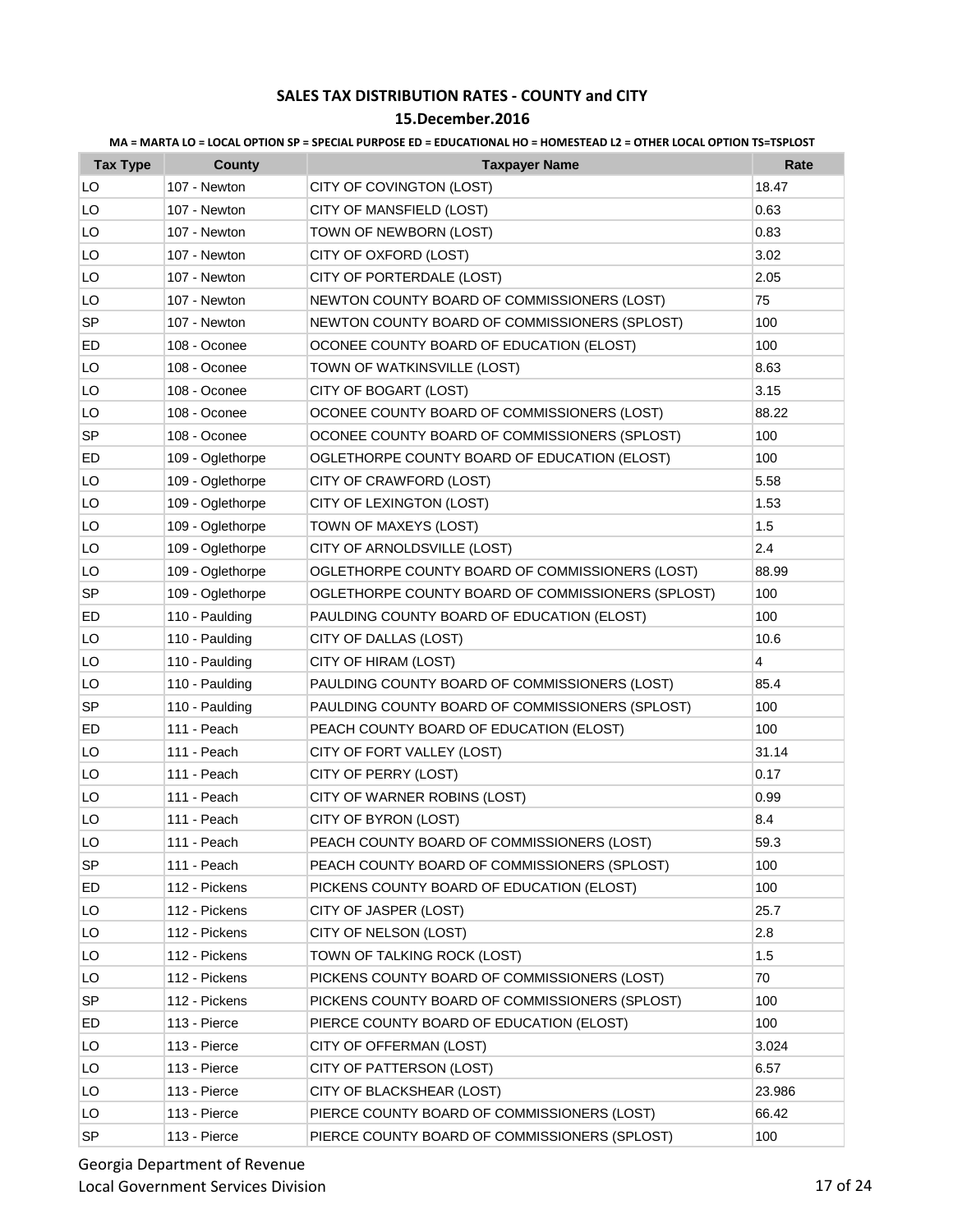# SALES TAX DISTRIBUTION RATES - COUNTY and CITY

## 15.December.2016

**MA = MARTA LO = LOCAL OPTION SP = SPECIAL PURPOSE ED = EDUCATIONAL HO = HOMESTEAD L2 = OTHER LOCAL OPTION TS=TSPLOST**

| Tax Type | County | Taxpayer Name | Rate |
|---|---|---|---|
| LO | 107 - Newton | CITY OF COVINGTON (LOST) | 18.47 |
| LO | 107 - Newton | CITY OF MANSFIELD (LOST) | 0.63 |
| LO | 107 - Newton | TOWN OF NEWBORN (LOST) | 0.83 |
| LO | 107 - Newton | CITY OF OXFORD (LOST) | 3.02 |
| LO | 107 - Newton | CITY OF PORTERDALE (LOST) | 2.05 |
| LO | 107 - Newton | NEWTON COUNTY BOARD OF COMMISSIONERS (LOST) | 75 |
| SP | 107 - Newton | NEWTON COUNTY BOARD OF COMMISSIONERS (SPLOST) | 100 |
| ED | 108 - Oconee | OCONEE COUNTY BOARD OF EDUCATION (ELOST) | 100 |
| LO | 108 - Oconee | TOWN OF WATKINSVILLE (LOST) | 8.63 |
| LO | 108 - Oconee | CITY OF BOGART (LOST) | 3.15 |
| LO | 108 - Oconee | OCONEE COUNTY BOARD OF COMMISSIONERS (LOST) | 88.22 |
| SP | 108 - Oconee | OCONEE COUNTY BOARD OF COMMISSIONERS (SPLOST) | 100 |
| ED | 109 - Oglethorpe | OGLETHORPE COUNTY BOARD OF EDUCATION (ELOST) | 100 |
| LO | 109 - Oglethorpe | CITY OF CRAWFORD (LOST) | 5.58 |
| LO | 109 - Oglethorpe | CITY OF LEXINGTON (LOST) | 1.53 |
| LO | 109 - Oglethorpe | TOWN OF MAXEYS (LOST) | 1.5 |
| LO | 109 - Oglethorpe | CITY OF ARNOLDSVILLE (LOST) | 2.4 |
| LO | 109 - Oglethorpe | OGLETHORPE COUNTY BOARD OF COMMISSIONERS (LOST) | 88.99 |
| SP | 109 - Oglethorpe | OGLETHORPE COUNTY BOARD OF COMMISSIONERS (SPLOST) | 100 |
| ED | 110 - Paulding | PAULDING COUNTY BOARD OF EDUCATION (ELOST) | 100 |
| LO | 110 - Paulding | CITY OF DALLAS (LOST) | 10.6 |
| LO | 110 - Paulding | CITY OF HIRAM (LOST) | 4 |
| LO | 110 - Paulding | PAULDING COUNTY BOARD OF COMMISSIONERS (LOST) | 85.4 |
| SP | 110 - Paulding | PAULDING COUNTY BOARD OF COMMISSIONERS (SPLOST) | 100 |
| ED | 111 - Peach | PEACH COUNTY BOARD OF EDUCATION (ELOST) | 100 |
| LO | 111 - Peach | CITY OF FORT VALLEY (LOST) | 31.14 |
| LO | 111 - Peach | CITY OF PERRY (LOST) | 0.17 |
| LO | 111 - Peach | CITY OF WARNER ROBINS (LOST) | 0.99 |
| LO | 111 - Peach | CITY OF BYRON (LOST) | 8.4 |
| LO | 111 - Peach | PEACH COUNTY BOARD OF COMMISSIONERS (LOST) | 59.3 |
| SP | 111 - Peach | PEACH COUNTY BOARD OF COMMISSIONERS (SPLOST) | 100 |
| ED | 112 - Pickens | PICKENS COUNTY BOARD OF EDUCATION (ELOST) | 100 |
| LO | 112 - Pickens | CITY OF JASPER (LOST) | 25.7 |
| LO | 112 - Pickens | CITY OF NELSON (LOST) | 2.8 |
| LO | 112 - Pickens | TOWN OF TALKING ROCK (LOST) | 1.5 |
| LO | 112 - Pickens | PICKENS COUNTY BOARD OF COMMISSIONERS (LOST) | 70 |
| SP | 112 - Pickens | PICKENS COUNTY BOARD OF COMMISSIONERS (SPLOST) | 100 |
| ED | 113 - Pierce | PIERCE COUNTY BOARD OF EDUCATION (ELOST) | 100 |
| LO | 113 - Pierce | CITY OF OFFERMAN (LOST) | 3.024 |
| LO | 113 - Pierce | CITY OF PATTERSON (LOST) | 6.57 |
| LO | 113 - Pierce | CITY OF BLACKSHEAR (LOST) | 23.986 |
| LO | 113 - Pierce | PIERCE COUNTY BOARD OF COMMISSIONERS (LOST) | 66.42 |
| SP | 113 - Pierce | PIERCE COUNTY BOARD OF COMMISSIONERS (SPLOST) | 100 |

Georgia Department of Revenue
Local Government Services Division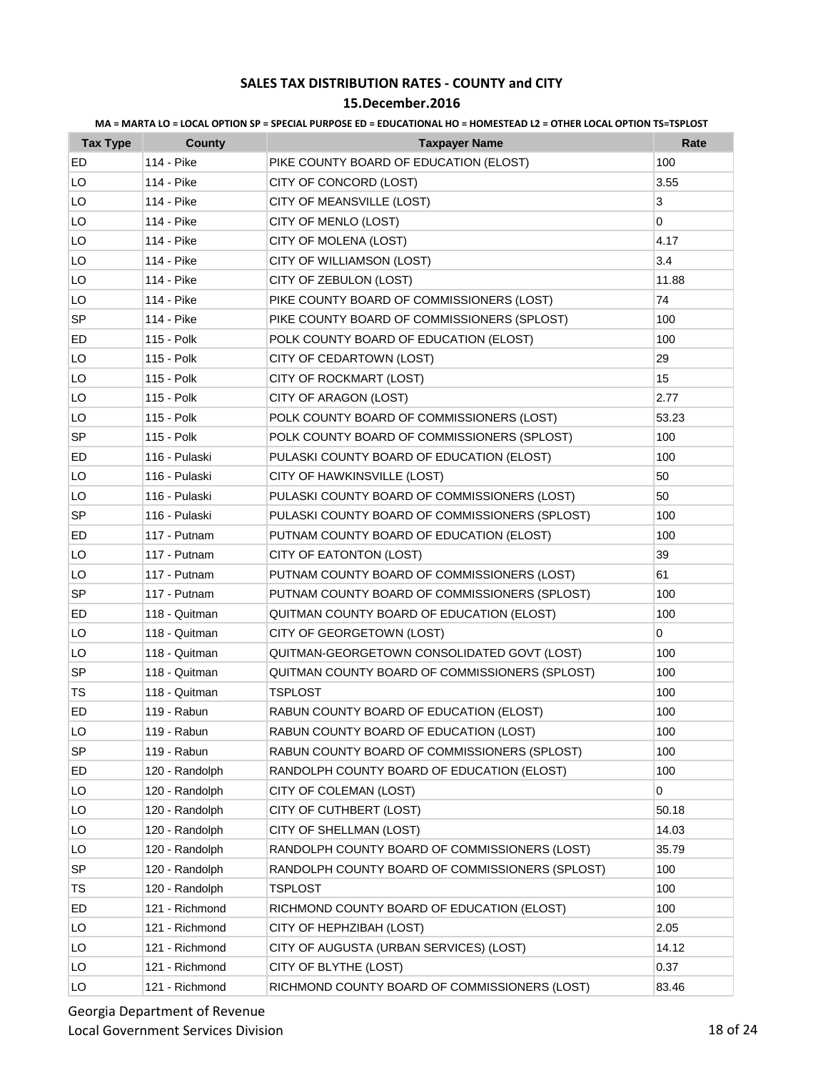# SALES TAX DISTRIBUTION RATES - COUNTY and CITY

## 15.December.2016

**MA = MARTA LO = LOCAL OPTION SP = SPECIAL PURPOSE ED = EDUCATIONAL HO = HOMESTEAD L2 = OTHER LOCAL OPTION TS=TSPLOST**

| Tax Type | County | Taxpayer Name | Rate |
|---|---|---|---|
| ED | 114 - Pike | PIKE COUNTY BOARD OF EDUCATION (ELOST) | 100 |
| LO | 114 - Pike | CITY OF CONCORD (LOST) | 3.55 |
| LO | 114 - Pike | CITY OF MEANSVILLE (LOST) | 3 |
| LO | 114 - Pike | CITY OF MENLO (LOST) | 0 |
| LO | 114 - Pike | CITY OF MOLENA (LOST) | 4.17 |
| LO | 114 - Pike | CITY OF WILLIAMSON (LOST) | 3.4 |
| LO | 114 - Pike | CITY OF ZEBULON (LOST) | 11.88 |
| LO | 114 - Pike | PIKE COUNTY BOARD OF COMMISSIONERS (LOST) | 74 |
| SP | 114 - Pike | PIKE COUNTY BOARD OF COMMISSIONERS (SPLOST) | 100 |
| ED | 115 - Polk | POLK COUNTY BOARD OF EDUCATION (ELOST) | 100 |
| LO | 115 - Polk | CITY OF CEDARTOWN (LOST) | 29 |
| LO | 115 - Polk | CITY OF ROCKMART (LOST) | 15 |
| LO | 115 - Polk | CITY OF ARAGON (LOST) | 2.77 |
| LO | 115 - Polk | POLK COUNTY BOARD OF COMMISSIONERS (LOST) | 53.23 |
| SP | 115 - Polk | POLK COUNTY BOARD OF COMMISSIONERS (SPLOST) | 100 |
| ED | 116 - Pulaski | PULASKI COUNTY BOARD OF EDUCATION (ELOST) | 100 |
| LO | 116 - Pulaski | CITY OF HAWKINSVILLE (LOST) | 50 |
| LO | 116 - Pulaski | PULASKI COUNTY BOARD OF COMMISSIONERS (LOST) | 50 |
| SP | 116 - Pulaski | PULASKI COUNTY BOARD OF COMMISSIONERS (SPLOST) | 100 |
| ED | 117 - Putnam | PUTNAM COUNTY BOARD OF EDUCATION (ELOST) | 100 |
| LO | 117 - Putnam | CITY OF EATONTON (LOST) | 39 |
| LO | 117 - Putnam | PUTNAM COUNTY BOARD OF COMMISSIONERS (LOST) | 61 |
| SP | 117 - Putnam | PUTNAM COUNTY BOARD OF COMMISSIONERS (SPLOST) | 100 |
| ED | 118 - Quitman | QUITMAN COUNTY BOARD OF EDUCATION (ELOST) | 100 |
| LO | 118 - Quitman | CITY OF GEORGETOWN (LOST) | 0 |
| LO | 118 - Quitman | QUITMAN-GEORGETOWN CONSOLIDATED GOVT (LOST) | 100 |
| SP | 118 - Quitman | QUITMAN COUNTY BOARD OF COMMISSIONERS (SPLOST) | 100 |
| TS | 118 - Quitman | TSPLOST | 100 |
| ED | 119 - Rabun | RABUN COUNTY BOARD OF EDUCATION (ELOST) | 100 |
| LO | 119 - Rabun | RABUN COUNTY BOARD OF EDUCATION (LOST) | 100 |
| SP | 119 - Rabun | RABUN COUNTY BOARD OF COMMISSIONERS (SPLOST) | 100 |
| ED | 120 - Randolph | RANDOLPH COUNTY BOARD OF EDUCATION (ELOST) | 100 |
| LO | 120 - Randolph | CITY OF COLEMAN (LOST) | 0 |
| LO | 120 - Randolph | CITY OF CUTHBERT (LOST) | 50.18 |
| LO | 120 - Randolph | CITY OF SHELLMAN (LOST) | 14.03 |
| LO | 120 - Randolph | RANDOLPH COUNTY BOARD OF COMMISSIONERS (LOST) | 35.79 |
| SP | 120 - Randolph | RANDOLPH COUNTY BOARD OF COMMISSIONERS (SPLOST) | 100 |
| TS | 120 - Randolph | TSPLOST | 100 |
| ED | 121 - Richmond | RICHMOND COUNTY BOARD OF EDUCATION (ELOST) | 100 |
| LO | 121 - Richmond | CITY OF HEPHZIBAH (LOST) | 2.05 |
| LO | 121 - Richmond | CITY OF AUGUSTA (URBAN SERVICES) (LOST) | 14.12 |
| LO | 121 - Richmond | CITY OF BLYTHE (LOST) | 0.37 |
| LO | 121 - Richmond | RICHMOND COUNTY BOARD OF COMMISSIONERS (LOST) | 83.46 |

Georgia Department of Revenue
Local Government Services Division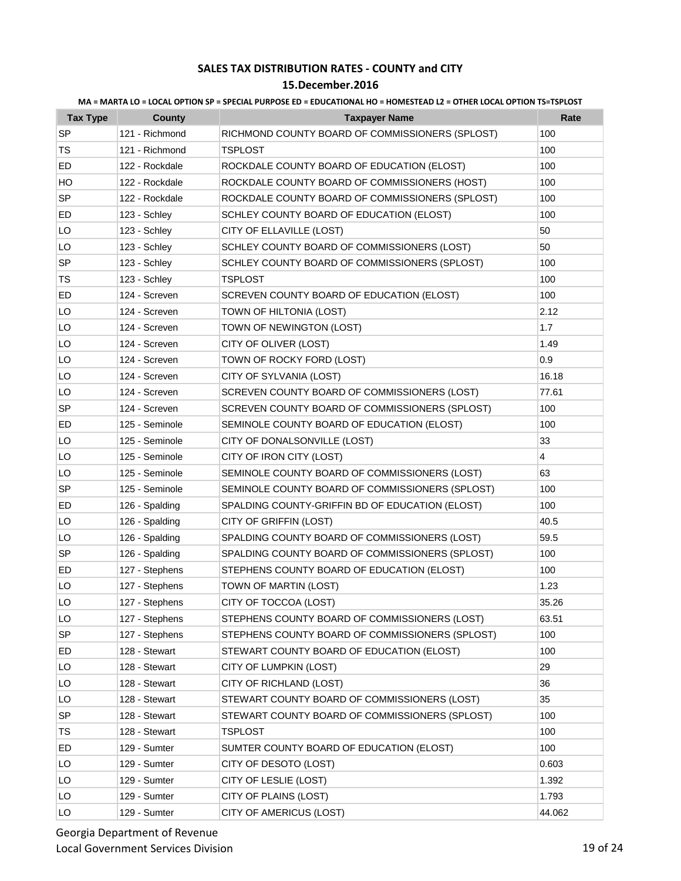## SALES TAX DISTRIBUTION RATES - COUNTY and CITY

### 15.December.2016

**MA = MARTA LO = LOCAL OPTION SP = SPECIAL PURPOSE ED = EDUCATIONAL HO = HOMESTEAD L2 = OTHER LOCAL OPTION TS=TSPLOST**

| Tax Type | County | Taxpayer Name | Rate |
|---|---|---|---|
| SP | 121 - Richmond | RICHMOND COUNTY BOARD OF COMMISSIONERS (SPLOST) | 100 |
| TS | 121 - Richmond | TSPLOST | 100 |
| ED | 122 - Rockdale | ROCKDALE COUNTY BOARD OF EDUCATION (ELOST) | 100 |
| HO | 122 - Rockdale | ROCKDALE COUNTY BOARD OF COMMISSIONERS (HOST) | 100 |
| SP | 122 - Rockdale | ROCKDALE COUNTY BOARD OF COMMISSIONERS (SPLOST) | 100 |
| ED | 123 - Schley | SCHLEY COUNTY BOARD OF EDUCATION (ELOST) | 100 |
| LO | 123 - Schley | CITY OF ELLAVILLE (LOST) | 50 |
| LO | 123 - Schley | SCHLEY COUNTY BOARD OF COMMISSIONERS (LOST) | 50 |
| SP | 123 - Schley | SCHLEY COUNTY BOARD OF COMMISSIONERS (SPLOST) | 100 |
| TS | 123 - Schley | TSPLOST | 100 |
| ED | 124 - Screven | SCREVEN COUNTY BOARD OF EDUCATION (ELOST) | 100 |
| LO | 124 - Screven | TOWN OF HILTONIA (LOST) | 2.12 |
| LO | 124 - Screven | TOWN OF NEWINGTON (LOST) | 1.7 |
| LO | 124 - Screven | CITY OF OLIVER (LOST) | 1.49 |
| LO | 124 - Screven | TOWN OF ROCKY FORD (LOST) | 0.9 |
| LO | 124 - Screven | CITY OF SYLVANIA (LOST) | 16.18 |
| LO | 124 - Screven | SCREVEN COUNTY BOARD OF COMMISSIONERS (LOST) | 77.61 |
| SP | 124 - Screven | SCREVEN COUNTY BOARD OF COMMISSIONERS (SPLOST) | 100 |
| ED | 125 - Seminole | SEMINOLE COUNTY BOARD OF EDUCATION (ELOST) | 100 |
| LO | 125 - Seminole | CITY OF DONALSONVILLE (LOST) | 33 |
| LO | 125 - Seminole | CITY OF IRON CITY (LOST) | 4 |
| LO | 125 - Seminole | SEMINOLE COUNTY BOARD OF COMMISSIONERS (LOST) | 63 |
| SP | 125 - Seminole | SEMINOLE COUNTY BOARD OF COMMISSIONERS (SPLOST) | 100 |
| ED | 126 - Spalding | SPALDING COUNTY-GRIFFIN BD OF EDUCATION (ELOST) | 100 |
| LO | 126 - Spalding | CITY OF GRIFFIN (LOST) | 40.5 |
| LO | 126 - Spalding | SPALDING COUNTY BOARD OF COMMISSIONERS (LOST) | 59.5 |
| SP | 126 - Spalding | SPALDING COUNTY BOARD OF COMMISSIONERS (SPLOST) | 100 |
| ED | 127 - Stephens | STEPHENS COUNTY BOARD OF EDUCATION (ELOST) | 100 |
| LO | 127 - Stephens | TOWN OF MARTIN (LOST) | 1.23 |
| LO | 127 - Stephens | CITY OF TOCCOA (LOST) | 35.26 |
| LO | 127 - Stephens | STEPHENS COUNTY BOARD OF COMMISSIONERS (LOST) | 63.51 |
| SP | 127 - Stephens | STEPHENS COUNTY BOARD OF COMMISSIONERS (SPLOST) | 100 |
| ED | 128 - Stewart | STEWART COUNTY BOARD OF EDUCATION (ELOST) | 100 |
| LO | 128 - Stewart | CITY OF LUMPKIN (LOST) | 29 |
| LO | 128 - Stewart | CITY OF RICHLAND (LOST) | 36 |
| LO | 128 - Stewart | STEWART COUNTY BOARD OF COMMISSIONERS (LOST) | 35 |
| SP | 128 - Stewart | STEWART COUNTY BOARD OF COMMISSIONERS (SPLOST) | 100 |
| TS | 128 - Stewart | TSPLOST | 100 |
| ED | 129 - Sumter | SUMTER COUNTY BOARD OF EDUCATION (ELOST) | 100 |
| LO | 129 - Sumter | CITY OF DESOTO (LOST) | 0.603 |
| LO | 129 - Sumter | CITY OF LESLIE (LOST) | 1.392 |
| LO | 129 - Sumter | CITY OF PLAINS (LOST) | 1.793 |
| LO | 129 - Sumter | CITY OF AMERICUS (LOST) | 44.062 |

Georgia Department of Revenue
Local Government Services Division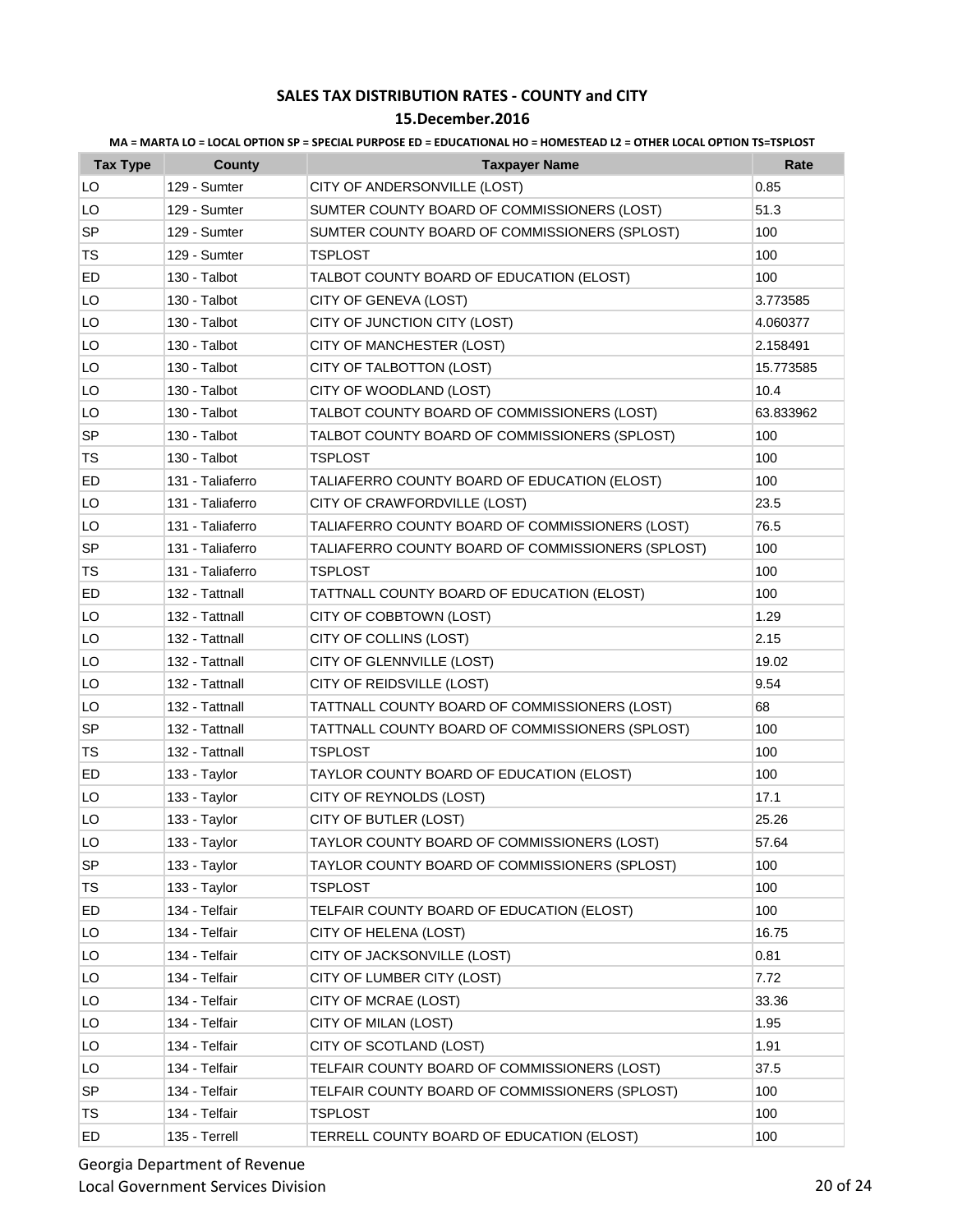# SALES TAX DISTRIBUTION RATES - COUNTY and CITY

## 15.December.2016

**MA = MARTA LO = LOCAL OPTION SP = SPECIAL PURPOSE ED = EDUCATIONAL HO = HOMESTEAD L2 = OTHER LOCAL OPTION TS=TSPLOST**

| Tax Type | County | Taxpayer Name | Rate |
|---|---|---|---|
| LO | 129 - Sumter | CITY OF ANDERSONVILLE (LOST) | 0.85 |
| LO | 129 - Sumter | SUMTER COUNTY BOARD OF COMMISSIONERS (LOST) | 51.3 |
| SP | 129 - Sumter | SUMTER COUNTY BOARD OF COMMISSIONERS (SPLOST) | 100 |
| TS | 129 - Sumter | TSPLOST | 100 |
| ED | 130 - Talbot | TALBOT COUNTY BOARD OF EDUCATION (ELOST) | 100 |
| LO | 130 - Talbot | CITY OF GENEVA (LOST) | 3.773585 |
| LO | 130 - Talbot | CITY OF JUNCTION CITY (LOST) | 4.060377 |
| LO | 130 - Talbot | CITY OF MANCHESTER (LOST) | 2.158491 |
| LO | 130 - Talbot | CITY OF TALBOTTON (LOST) | 15.773585 |
| LO | 130 - Talbot | CITY OF WOODLAND (LOST) | 10.4 |
| LO | 130 - Talbot | TALBOT COUNTY BOARD OF COMMISSIONERS (LOST) | 63.833962 |
| SP | 130 - Talbot | TALBOT COUNTY BOARD OF COMMISSIONERS (SPLOST) | 100 |
| TS | 130 - Talbot | TSPLOST | 100 |
| ED | 131 - Taliaferro | TALIAFERRO COUNTY BOARD OF EDUCATION (ELOST) | 100 |
| LO | 131 - Taliaferro | CITY OF CRAWFORDVILLE (LOST) | 23.5 |
| LO | 131 - Taliaferro | TALIAFERRO COUNTY BOARD OF COMMISSIONERS (LOST) | 76.5 |
| SP | 131 - Taliaferro | TALIAFERRO COUNTY BOARD OF COMMISSIONERS (SPLOST) | 100 |
| TS | 131 - Taliaferro | TSPLOST | 100 |
| ED | 132 - Tattnall | TATTNALL COUNTY BOARD OF EDUCATION (ELOST) | 100 |
| LO | 132 - Tattnall | CITY OF COBBTOWN (LOST) | 1.29 |
| LO | 132 - Tattnall | CITY OF COLLINS (LOST) | 2.15 |
| LO | 132 - Tattnall | CITY OF GLENNVILLE (LOST) | 19.02 |
| LO | 132 - Tattnall | CITY OF REIDSVILLE (LOST) | 9.54 |
| LO | 132 - Tattnall | TATTNALL COUNTY BOARD OF COMMISSIONERS (LOST) | 68 |
| SP | 132 - Tattnall | TATTNALL COUNTY BOARD OF COMMISSIONERS (SPLOST) | 100 |
| TS | 132 - Tattnall | TSPLOST | 100 |
| ED | 133 - Taylor | TAYLOR COUNTY BOARD OF EDUCATION (ELOST) | 100 |
| LO | 133 - Taylor | CITY OF REYNOLDS (LOST) | 17.1 |
| LO | 133 - Taylor | CITY OF BUTLER (LOST) | 25.26 |
| LO | 133 - Taylor | TAYLOR COUNTY BOARD OF COMMISSIONERS (LOST) | 57.64 |
| SP | 133 - Taylor | TAYLOR COUNTY BOARD OF COMMISSIONERS (SPLOST) | 100 |
| TS | 133 - Taylor | TSPLOST | 100 |
| ED | 134 - Telfair | TELFAIR COUNTY BOARD OF EDUCATION (ELOST) | 100 |
| LO | 134 - Telfair | CITY OF HELENA (LOST) | 16.75 |
| LO | 134 - Telfair | CITY OF JACKSONVILLE (LOST) | 0.81 |
| LO | 134 - Telfair | CITY OF LUMBER CITY (LOST) | 7.72 |
| LO | 134 - Telfair | CITY OF MCRAE (LOST) | 33.36 |
| LO | 134 - Telfair | CITY OF MILAN (LOST) | 1.95 |
| LO | 134 - Telfair | CITY OF SCOTLAND (LOST) | 1.91 |
| LO | 134 - Telfair | TELFAIR COUNTY BOARD OF COMMISSIONERS (LOST) | 37.5 |
| SP | 134 - Telfair | TELFAIR COUNTY BOARD OF COMMISSIONERS (SPLOST) | 100 |
| TS | 134 - Telfair | TSPLOST | 100 |
| ED | 135 - Terrell | TERRELL COUNTY BOARD OF EDUCATION (ELOST) | 100 |

Georgia Department of Revenue
Local Government Services Division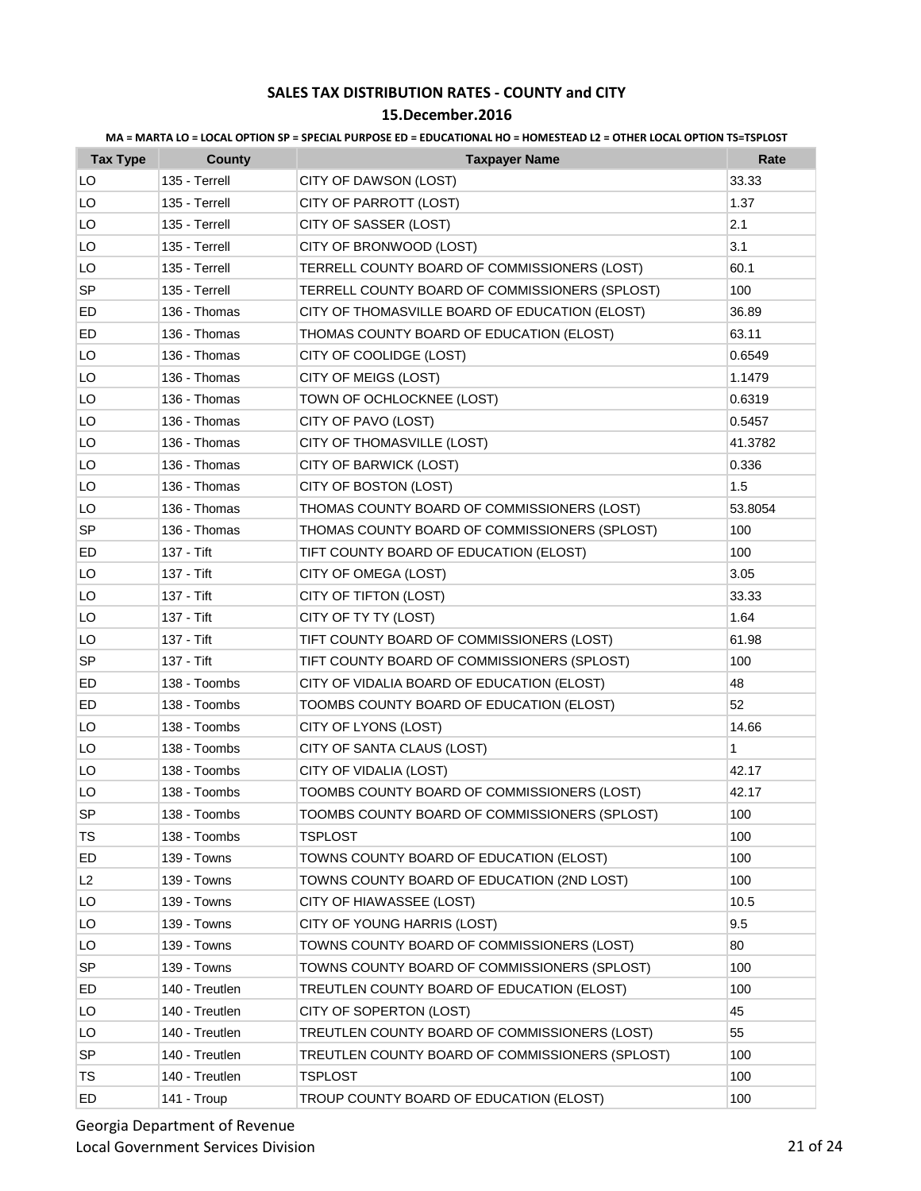**SALES TAX DISTRIBUTION RATES - COUNTY and CITY**

**15.December.2016**

**MA = MARTA LO = LOCAL OPTION SP = SPECIAL PURPOSE ED = EDUCATIONAL HO = HOMESTEAD L2 = OTHER LOCAL OPTION TS=TSPLOST**

| Tax Type | County | Taxpayer Name | Rate |
|---|---|---|---|
| LO | 135 - Terrell | CITY OF DAWSON (LOST) | 33.33 |
| LO | 135 - Terrell | CITY OF PARROTT (LOST) | 1.37 |
| LO | 135 - Terrell | CITY OF SASSER (LOST) | 2.1 |
| LO | 135 - Terrell | CITY OF BRONWOOD (LOST) | 3.1 |
| LO | 135 - Terrell | TERRELL COUNTY BOARD OF COMMISSIONERS (LOST) | 60.1 |
| SP | 135 - Terrell | TERRELL COUNTY BOARD OF COMMISSIONERS (SPLOST) | 100 |
| ED | 136 - Thomas | CITY OF THOMASVILLE BOARD OF EDUCATION (ELOST) | 36.89 |
| ED | 136 - Thomas | THOMAS COUNTY BOARD OF EDUCATION (ELOST) | 63.11 |
| LO | 136 - Thomas | CITY OF COOLIDGE (LOST) | 0.6549 |
| LO | 136 - Thomas | CITY OF MEIGS (LOST) | 1.1479 |
| LO | 136 - Thomas | TOWN OF OCHLOCKNEE (LOST) | 0.6319 |
| LO | 136 - Thomas | CITY OF PAVO (LOST) | 0.5457 |
| LO | 136 - Thomas | CITY OF THOMASVILLE (LOST) | 41.3782 |
| LO | 136 - Thomas | CITY OF BARWICK (LOST) | 0.336 |
| LO | 136 - Thomas | CITY OF BOSTON (LOST) | 1.5 |
| LO | 136 - Thomas | THOMAS COUNTY BOARD OF COMMISSIONERS (LOST) | 53.8054 |
| SP | 136 - Thomas | THOMAS COUNTY BOARD OF COMMISSIONERS (SPLOST) | 100 |
| ED | 137 - Tift | TIFT COUNTY BOARD OF EDUCATION (ELOST) | 100 |
| LO | 137 - Tift | CITY OF OMEGA (LOST) | 3.05 |
| LO | 137 - Tift | CITY OF TIFTON (LOST) | 33.33 |
| LO | 137 - Tift | CITY OF TY TY (LOST) | 1.64 |
| LO | 137 - Tift | TIFT COUNTY BOARD OF COMMISSIONERS (LOST) | 61.98 |
| SP | 137 - Tift | TIFT COUNTY BOARD OF COMMISSIONERS (SPLOST) | 100 |
| ED | 138 - Toombs | CITY OF VIDALIA BOARD OF EDUCATION (ELOST) | 48 |
| ED | 138 - Toombs | TOOMBS COUNTY BOARD OF EDUCATION (ELOST) | 52 |
| LO | 138 - Toombs | CITY OF LYONS (LOST) | 14.66 |
| LO | 138 - Toombs | CITY OF SANTA CLAUS (LOST) | 1 |
| LO | 138 - Toombs | CITY OF VIDALIA (LOST) | 42.17 |
| LO | 138 - Toombs | TOOMBS COUNTY BOARD OF COMMISSIONERS (LOST) | 42.17 |
| SP | 138 - Toombs | TOOMBS COUNTY BOARD OF COMMISSIONERS (SPLOST) | 100 |
| TS | 138 - Toombs | TSPLOST | 100 |
| ED | 139 - Towns | TOWNS COUNTY BOARD OF EDUCATION (ELOST) | 100 |
| L2 | 139 - Towns | TOWNS COUNTY BOARD OF EDUCATION (2ND LOST) | 100 |
| LO | 139 - Towns | CITY OF HIAWASSEE (LOST) | 10.5 |
| LO | 139 - Towns | CITY OF YOUNG HARRIS (LOST) | 9.5 |
| LO | 139 - Towns | TOWNS COUNTY BOARD OF COMMISSIONERS (LOST) | 80 |
| SP | 139 - Towns | TOWNS COUNTY BOARD OF COMMISSIONERS (SPLOST) | 100 |
| ED | 140 - Treutlen | TREUTLEN COUNTY BOARD OF EDUCATION (ELOST) | 100 |
| LO | 140 - Treutlen | CITY OF SOPERTON (LOST) | 45 |
| LO | 140 - Treutlen | TREUTLEN COUNTY BOARD OF COMMISSIONERS (LOST) | 55 |
| SP | 140 - Treutlen | TREUTLEN COUNTY BOARD OF COMMISSIONERS (SPLOST) | 100 |
| TS | 140 - Treutlen | TSPLOST | 100 |
| ED | 141 - Troup | TROUP COUNTY BOARD OF EDUCATION (ELOST) | 100 |

Georgia Department of Revenue
Local Government Services Division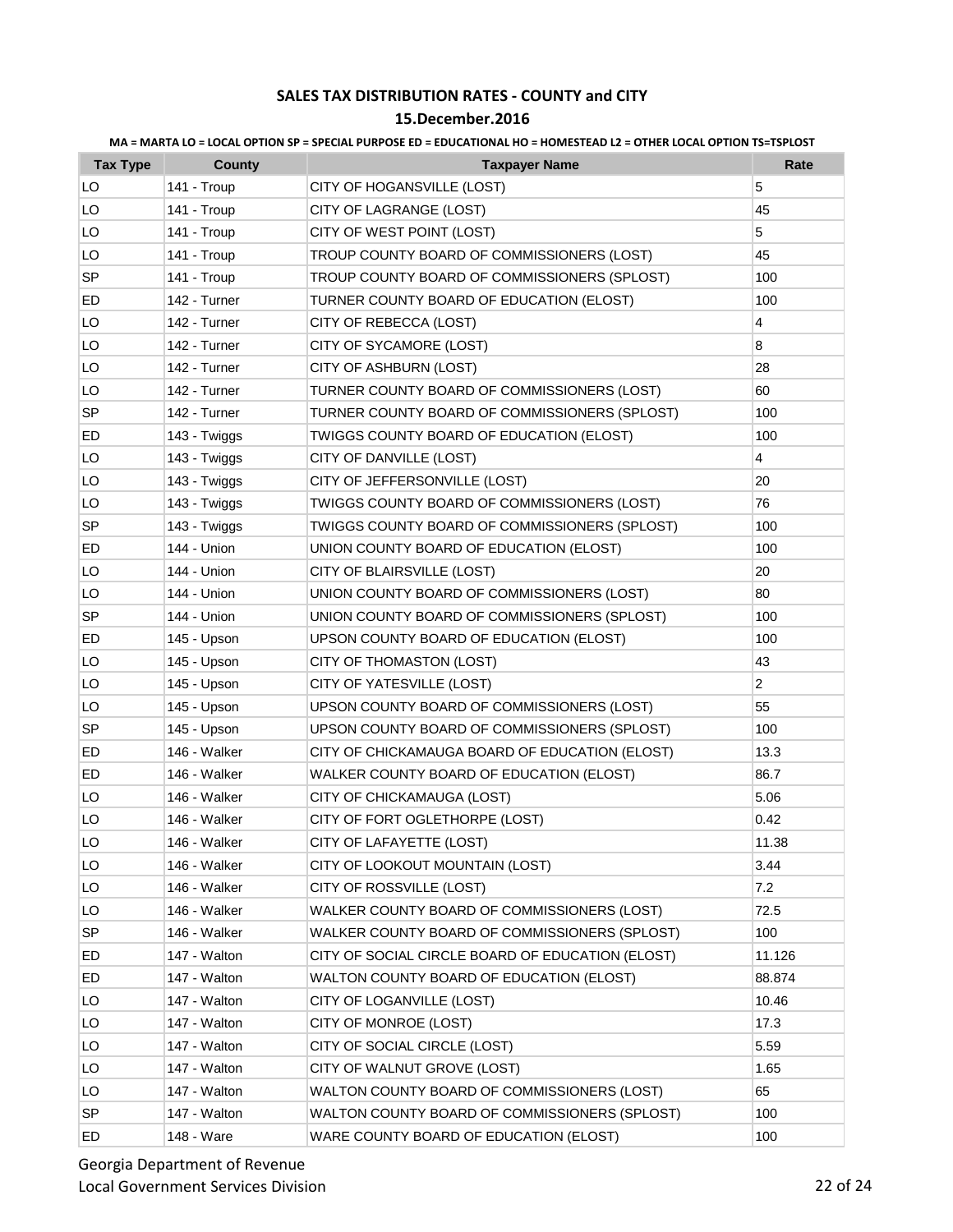## SALES TAX DISTRIBUTION RATES - COUNTY and CITY

### 15.December.2016

**MA = MARTA LO = LOCAL OPTION SP = SPECIAL PURPOSE ED = EDUCATIONAL HO = HOMESTEAD L2 = OTHER LOCAL OPTION TS=TSPLOST**

| Tax Type | County | Taxpayer Name | Rate |
|---|---|---|---|
| LO | 141 - Troup | CITY OF HOGANSVILLE (LOST) | 5 |
| LO | 141 - Troup | CITY OF LAGRANGE (LOST) | 45 |
| LO | 141 - Troup | CITY OF WEST POINT (LOST) | 5 |
| LO | 141 - Troup | TROUP COUNTY BOARD OF COMMISSIONERS (LOST) | 45 |
| SP | 141 - Troup | TROUP COUNTY BOARD OF COMMISSIONERS (SPLOST) | 100 |
| ED | 142 - Turner | TURNER COUNTY BOARD OF EDUCATION (ELOST) | 100 |
| LO | 142 - Turner | CITY OF REBECCA (LOST) | 4 |
| LO | 142 - Turner | CITY OF SYCAMORE (LOST) | 8 |
| LO | 142 - Turner | CITY OF ASHBURN (LOST) | 28 |
| LO | 142 - Turner | TURNER COUNTY BOARD OF COMMISSIONERS (LOST) | 60 |
| SP | 142 - Turner | TURNER COUNTY BOARD OF COMMISSIONERS (SPLOST) | 100 |
| ED | 143 - Twiggs | TWIGGS COUNTY BOARD OF EDUCATION (ELOST) | 100 |
| LO | 143 - Twiggs | CITY OF DANVILLE (LOST) | 4 |
| LO | 143 - Twiggs | CITY OF JEFFERSONVILLE (LOST) | 20 |
| LO | 143 - Twiggs | TWIGGS COUNTY BOARD OF COMMISSIONERS (LOST) | 76 |
| SP | 143 - Twiggs | TWIGGS COUNTY BOARD OF COMMISSIONERS (SPLOST) | 100 |
| ED | 144 - Union | UNION COUNTY BOARD OF EDUCATION (ELOST) | 100 |
| LO | 144 - Union | CITY OF BLAIRSVILLE (LOST) | 20 |
| LO | 144 - Union | UNION COUNTY BOARD OF COMMISSIONERS (LOST) | 80 |
| SP | 144 - Union | UNION COUNTY BOARD OF COMMISSIONERS (SPLOST) | 100 |
| ED | 145 - Upson | UPSON COUNTY BOARD OF EDUCATION (ELOST) | 100 |
| LO | 145 - Upson | CITY OF THOMASTON (LOST) | 43 |
| LO | 145 - Upson | CITY OF YATESVILLE (LOST) | 2 |
| LO | 145 - Upson | UPSON COUNTY BOARD OF COMMISSIONERS (LOST) | 55 |
| SP | 145 - Upson | UPSON COUNTY BOARD OF COMMISSIONERS (SPLOST) | 100 |
| ED | 146 - Walker | CITY OF CHICKAMAUGA BOARD OF EDUCATION (ELOST) | 13.3 |
| ED | 146 - Walker | WALKER COUNTY BOARD OF EDUCATION (ELOST) | 86.7 |
| LO | 146 - Walker | CITY OF CHICKAMAUGA (LOST) | 5.06 |
| LO | 146 - Walker | CITY OF FORT OGLETHORPE (LOST) | 0.42 |
| LO | 146 - Walker | CITY OF LAFAYETTE (LOST) | 11.38 |
| LO | 146 - Walker | CITY OF LOOKOUT MOUNTAIN (LOST) | 3.44 |
| LO | 146 - Walker | CITY OF ROSSVILLE (LOST) | 7.2 |
| LO | 146 - Walker | WALKER COUNTY BOARD OF COMMISSIONERS (LOST) | 72.5 |
| SP | 146 - Walker | WALKER COUNTY BOARD OF COMMISSIONERS (SPLOST) | 100 |
| ED | 147 - Walton | CITY OF SOCIAL CIRCLE BOARD OF EDUCATION (ELOST) | 11.126 |
| ED | 147 - Walton | WALTON COUNTY BOARD OF EDUCATION (ELOST) | 88.874 |
| LO | 147 - Walton | CITY OF LOGANVILLE (LOST) | 10.46 |
| LO | 147 - Walton | CITY OF MONROE (LOST) | 17.3 |
| LO | 147 - Walton | CITY OF SOCIAL CIRCLE (LOST) | 5.59 |
| LO | 147 - Walton | CITY OF WALNUT GROVE (LOST) | 1.65 |
| LO | 147 - Walton | WALTON COUNTY BOARD OF COMMISSIONERS (LOST) | 65 |
| SP | 147 - Walton | WALTON COUNTY BOARD OF COMMISSIONERS (SPLOST) | 100 |
| ED | 148 - Ware | WARE COUNTY BOARD OF EDUCATION (ELOST) | 100 |

Georgia Department of Revenue
Local Government Services Division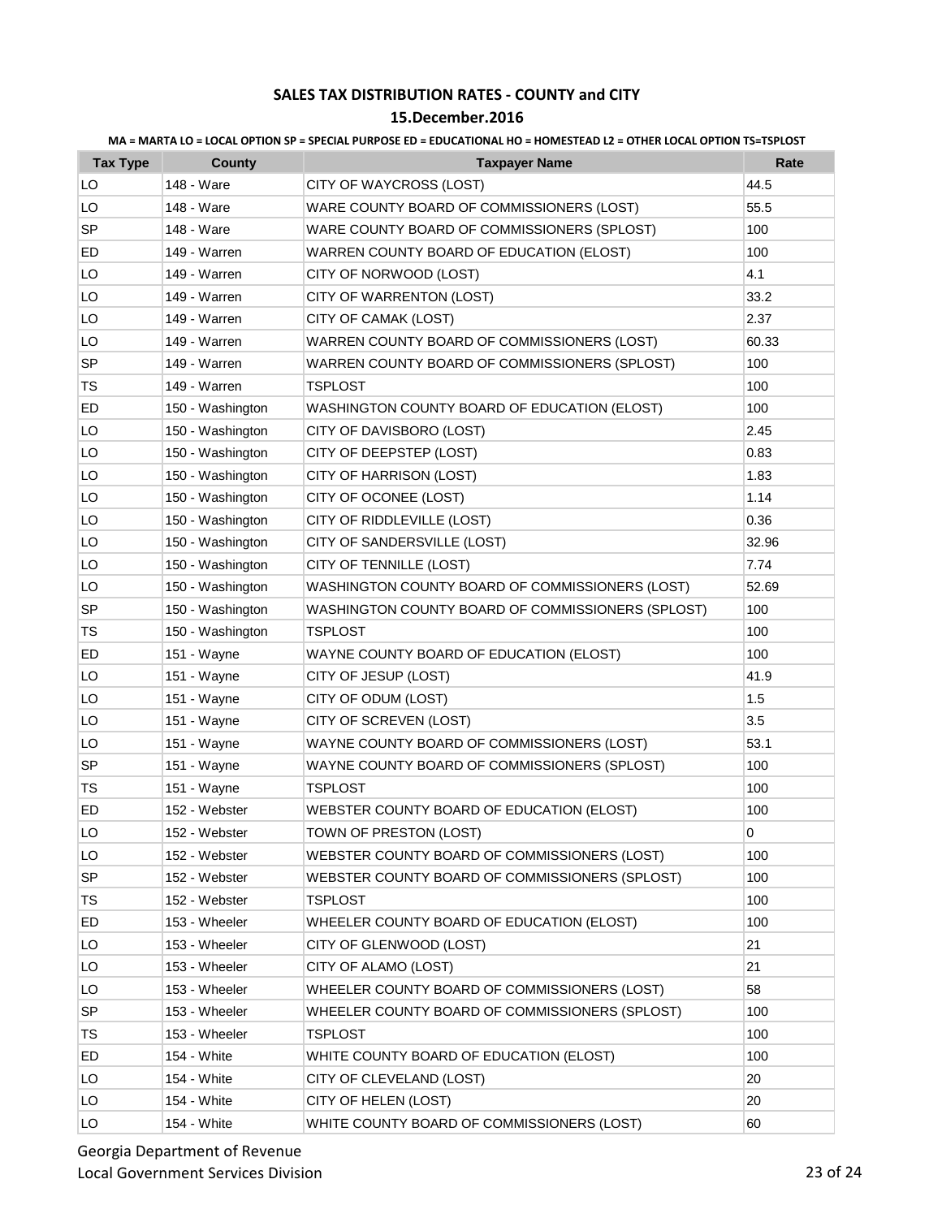# SALES TAX DISTRIBUTION RATES - COUNTY and CITY

## 15.December.2016

MA = MARTA LO = LOCAL OPTION SP = SPECIAL PURPOSE ED = EDUCATIONAL HO = HOMESTEAD L2 = OTHER LOCAL OPTION TS=TSPLOST

| Tax Type | County | Taxpayer Name | Rate |
|---|---|---|---|
| LO | 148 - Ware | CITY OF WAYCROSS (LOST) | 44.5 |
| LO | 148 - Ware | WARE COUNTY BOARD OF COMMISSIONERS (LOST) | 55.5 |
| SP | 148 - Ware | WARE COUNTY BOARD OF COMMISSIONERS (SPLOST) | 100 |
| ED | 149 - Warren | WARREN COUNTY BOARD OF EDUCATION (ELOST) | 100 |
| LO | 149 - Warren | CITY OF NORWOOD (LOST) | 4.1 |
| LO | 149 - Warren | CITY OF WARRENTON (LOST) | 33.2 |
| LO | 149 - Warren | CITY OF CAMAK (LOST) | 2.37 |
| LO | 149 - Warren | WARREN COUNTY BOARD OF COMMISSIONERS (LOST) | 60.33 |
| SP | 149 - Warren | WARREN COUNTY BOARD OF COMMISSIONERS (SPLOST) | 100 |
| TS | 149 - Warren | TSPLOST | 100 |
| ED | 150 - Washington | WASHINGTON COUNTY BOARD OF EDUCATION (ELOST) | 100 |
| LO | 150 - Washington | CITY OF DAVISBORO (LOST) | 2.45 |
| LO | 150 - Washington | CITY OF DEEPSTEP (LOST) | 0.83 |
| LO | 150 - Washington | CITY OF HARRISON (LOST) | 1.83 |
| LO | 150 - Washington | CITY OF OCONEE (LOST) | 1.14 |
| LO | 150 - Washington | CITY OF RIDDLEVILLE (LOST) | 0.36 |
| LO | 150 - Washington | CITY OF SANDERSVILLE (LOST) | 32.96 |
| LO | 150 - Washington | CITY OF TENNILLE (LOST) | 7.74 |
| LO | 150 - Washington | WASHINGTON COUNTY BOARD OF COMMISSIONERS (LOST) | 52.69 |
| SP | 150 - Washington | WASHINGTON COUNTY BOARD OF COMMISSIONERS (SPLOST) | 100 |
| TS | 150 - Washington | TSPLOST | 100 |
| ED | 151 - Wayne | WAYNE COUNTY BOARD OF EDUCATION (ELOST) | 100 |
| LO | 151 - Wayne | CITY OF JESUP (LOST) | 41.9 |
| LO | 151 - Wayne | CITY OF ODUM (LOST) | 1.5 |
| LO | 151 - Wayne | CITY OF SCREVEN (LOST) | 3.5 |
| LO | 151 - Wayne | WAYNE COUNTY BOARD OF COMMISSIONERS (LOST) | 53.1 |
| SP | 151 - Wayne | WAYNE COUNTY BOARD OF COMMISSIONERS (SPLOST) | 100 |
| TS | 151 - Wayne | TSPLOST | 100 |
| ED | 152 - Webster | WEBSTER COUNTY BOARD OF EDUCATION (ELOST) | 100 |
| LO | 152 - Webster | TOWN OF PRESTON (LOST) | 0 |
| LO | 152 - Webster | WEBSTER COUNTY BOARD OF COMMISSIONERS (LOST) | 100 |
| SP | 152 - Webster | WEBSTER COUNTY BOARD OF COMMISSIONERS (SPLOST) | 100 |
| TS | 152 - Webster | TSPLOST | 100 |
| ED | 153 - Wheeler | WHEELER COUNTY BOARD OF EDUCATION (ELOST) | 100 |
| LO | 153 - Wheeler | CITY OF GLENWOOD (LOST) | 21 |
| LO | 153 - Wheeler | CITY OF ALAMO (LOST) | 21 |
| LO | 153 - Wheeler | WHEELER COUNTY BOARD OF COMMISSIONERS (LOST) | 58 |
| SP | 153 - Wheeler | WHEELER COUNTY BOARD OF COMMISSIONERS (SPLOST) | 100 |
| TS | 153 - Wheeler | TSPLOST | 100 |
| ED | 154 - White | WHITE COUNTY BOARD OF EDUCATION (ELOST) | 100 |
| LO | 154 - White | CITY OF CLEVELAND (LOST) | 20 |
| LO | 154 - White | CITY OF HELEN (LOST) | 20 |
| LO | 154 - White | WHITE COUNTY BOARD OF COMMISSIONERS (LOST) | 60 |

Georgia Department of Revenue
Local Government Services Division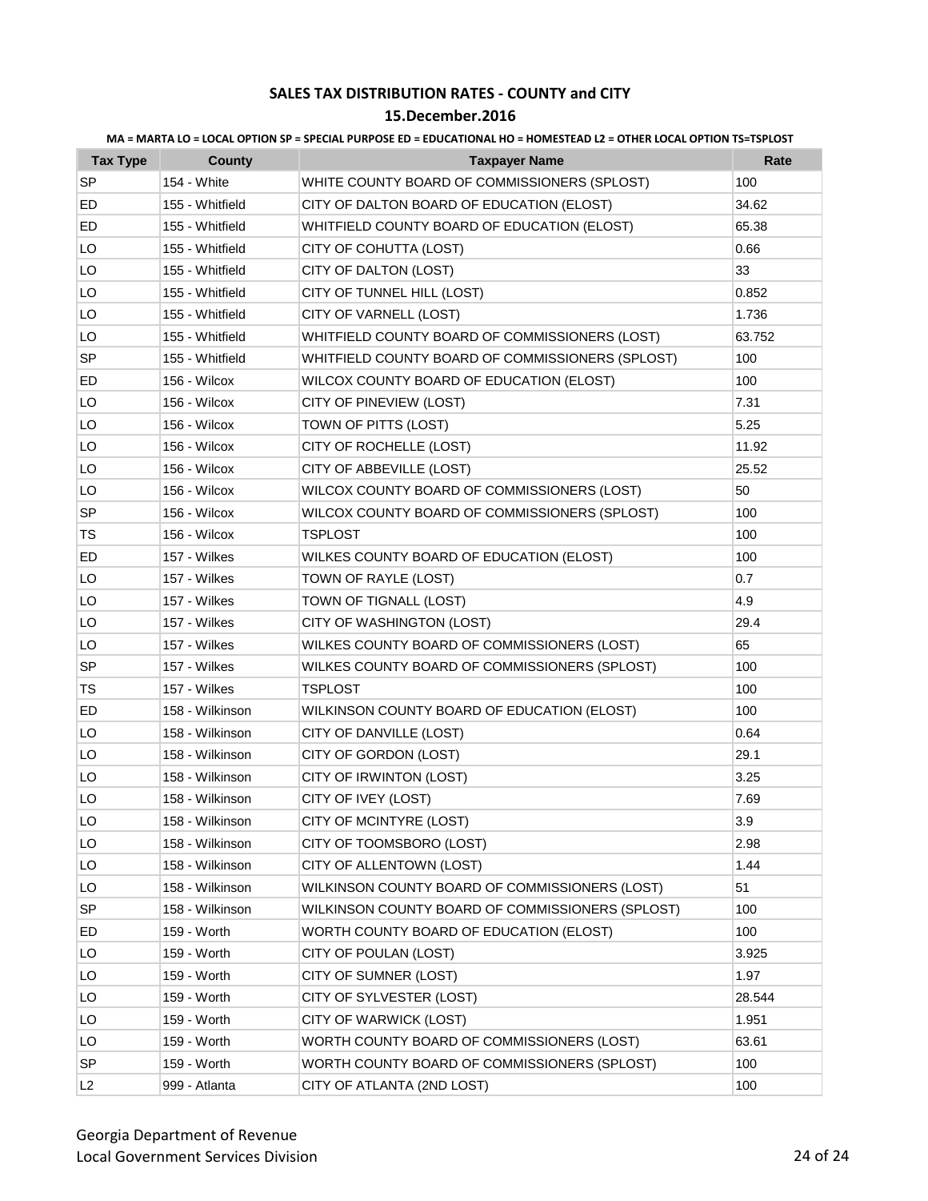## SALES TAX DISTRIBUTION RATES - COUNTY and CITY

## 15.December.2016

**MA = MARTA LO = LOCAL OPTION SP = SPECIAL PURPOSE ED = EDUCATIONAL HO = HOMESTEAD L2 = OTHER LOCAL OPTION TS=TSPLOST**

| Tax Type | County | Taxpayer Name | Rate |
|---|---|---|---|
| SP | 154 - White | WHITE COUNTY BOARD OF COMMISSIONERS (SPLOST) | 100 |
| ED | 155 - Whitfield | CITY OF DALTON BOARD OF EDUCATION (ELOST) | 34.62 |
| ED | 155 - Whitfield | WHITFIELD COUNTY BOARD OF EDUCATION (ELOST) | 65.38 |
| LO | 155 - Whitfield | CITY OF COHUTTA (LOST) | 0.66 |
| LO | 155 - Whitfield | CITY OF DALTON (LOST) | 33 |
| LO | 155 - Whitfield | CITY OF TUNNEL HILL (LOST) | 0.852 |
| LO | 155 - Whitfield | CITY OF VARNELL (LOST) | 1.736 |
| LO | 155 - Whitfield | WHITFIELD COUNTY BOARD OF COMMISSIONERS (LOST) | 63.752 |
| SP | 155 - Whitfield | WHITFIELD COUNTY BOARD OF COMMISSIONERS (SPLOST) | 100 |
| ED | 156 - Wilcox | WILCOX COUNTY BOARD OF EDUCATION (ELOST) | 100 |
| LO | 156 - Wilcox | CITY OF PINEVIEW (LOST) | 7.31 |
| LO | 156 - Wilcox | TOWN OF PITTS (LOST) | 5.25 |
| LO | 156 - Wilcox | CITY OF ROCHELLE (LOST) | 11.92 |
| LO | 156 - Wilcox | CITY OF ABBEVILLE (LOST) | 25.52 |
| LO | 156 - Wilcox | WILCOX COUNTY BOARD OF COMMISSIONERS (LOST) | 50 |
| SP | 156 - Wilcox | WILCOX COUNTY BOARD OF COMMISSIONERS (SPLOST) | 100 |
| TS | 156 - Wilcox | TSPLOST | 100 |
| ED | 157 - Wilkes | WILKES COUNTY BOARD OF EDUCATION (ELOST) | 100 |
| LO | 157 - Wilkes | TOWN OF RAYLE (LOST) | 0.7 |
| LO | 157 - Wilkes | TOWN OF TIGNALL (LOST) | 4.9 |
| LO | 157 - Wilkes | CITY OF WASHINGTON (LOST) | 29.4 |
| LO | 157 - Wilkes | WILKES COUNTY BOARD OF COMMISSIONERS (LOST) | 65 |
| SP | 157 - Wilkes | WILKES COUNTY BOARD OF COMMISSIONERS (SPLOST) | 100 |
| TS | 157 - Wilkes | TSPLOST | 100 |
| ED | 158 - Wilkinson | WILKINSON COUNTY BOARD OF EDUCATION (ELOST) | 100 |
| LO | 158 - Wilkinson | CITY OF DANVILLE (LOST) | 0.64 |
| LO | 158 - Wilkinson | CITY OF GORDON (LOST) | 29.1 |
| LO | 158 - Wilkinson | CITY OF IRWINTON (LOST) | 3.25 |
| LO | 158 - Wilkinson | CITY OF IVEY (LOST) | 7.69 |
| LO | 158 - Wilkinson | CITY OF MCINTYRE (LOST) | 3.9 |
| LO | 158 - Wilkinson | CITY OF TOOMSBORO (LOST) | 2.98 |
| LO | 158 - Wilkinson | CITY OF ALLENTOWN (LOST) | 1.44 |
| LO | 158 - Wilkinson | WILKINSON COUNTY BOARD OF COMMISSIONERS (LOST) | 51 |
| SP | 158 - Wilkinson | WILKINSON COUNTY BOARD OF COMMISSIONERS (SPLOST) | 100 |
| ED | 159 - Worth | WORTH COUNTY BOARD OF EDUCATION (ELOST) | 100 |
| LO | 159 - Worth | CITY OF POULAN (LOST) | 3.925 |
| LO | 159 - Worth | CITY OF SUMNER (LOST) | 1.97 |
| LO | 159 - Worth | CITY OF SYLVESTER (LOST) | 28.544 |
| LO | 159 - Worth | CITY OF WARWICK (LOST) | 1.951 |
| LO | 159 - Worth | WORTH COUNTY BOARD OF COMMISSIONERS (LOST) | 63.61 |
| SP | 159 - Worth | WORTH COUNTY BOARD OF COMMISSIONERS (SPLOST) | 100 |
| L2 | 999 - Atlanta | CITY OF ATLANTA (2ND LOST) | 100 |

Georgia Department of Revenue
Local Government Services Division